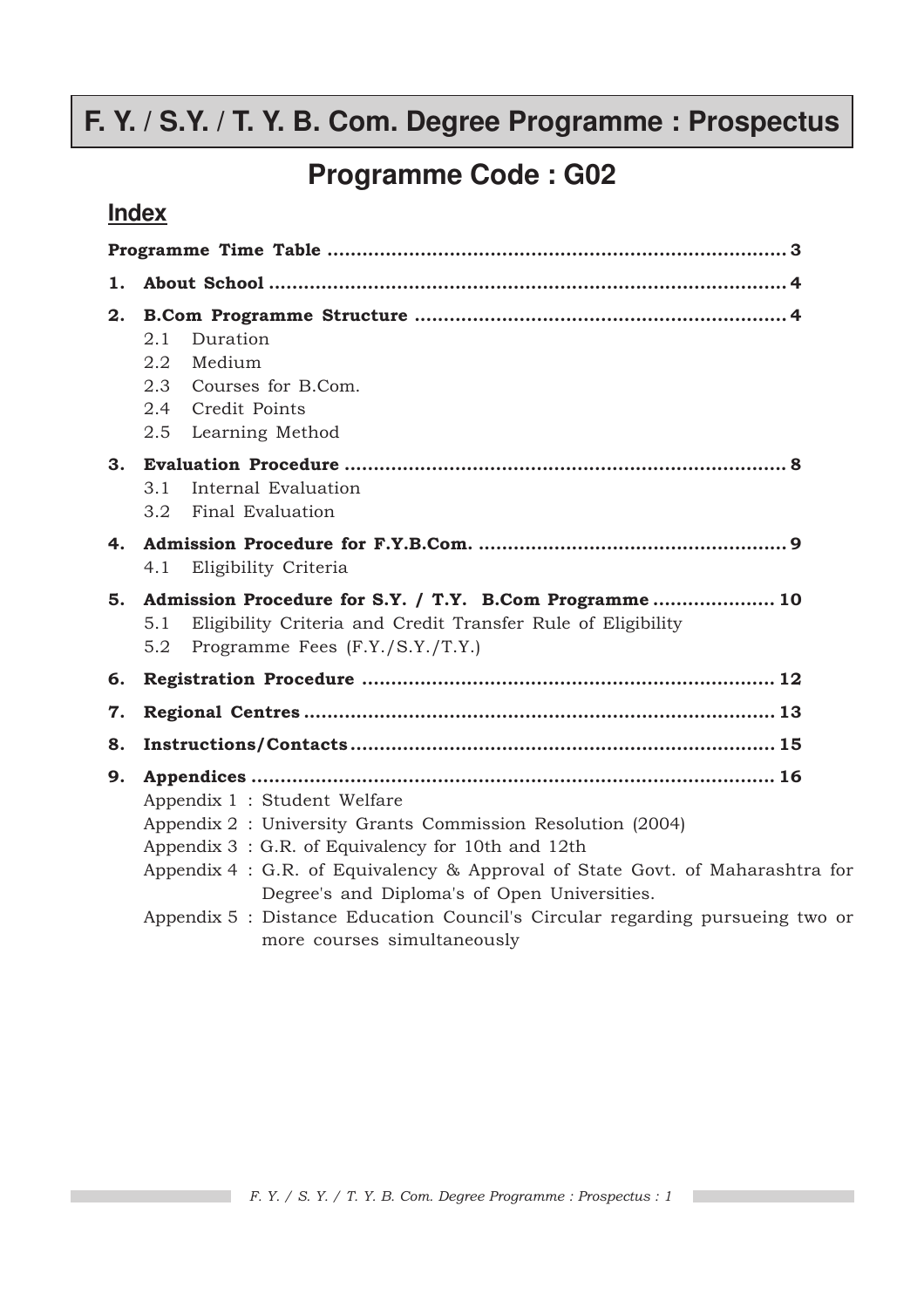# F. Y. / S.Y. / T. Y. B. Com. Degree Programme : Prospectus

## Programme Code : G02

### Index

**Programme Time Table** ................................................................ **3**

1. **About School** ................................................................ **4**
2. **B.Com Programme Structure** ................................................................ **4**
   - 2.1 Duration
   - 2.2 Medium
   - 2.3 Courses for B.Com.
   - 2.4 Credit Points
   - 2.5 Learning Method
3. **Evaluation Procedure** ................................................................ **8**
   - 3.1 Internal Evaluation
   - 3.2 Final Evaluation
4. **Admission Procedure for F.Y.B.Com.** ................................................................ **9**
   - 4.1 Eligibility Criteria
5. **Admission Procedure for S.Y. / T.Y. B.Com Programme** .................... **10**
   - 5.1 Eligibility Criteria and Credit Transfer Rule of Eligibility
   - 5.2 Programme Fees (F.Y./S.Y./T.Y.)
6. **Registration Procedure** ................................................................ **12**
7. **Regional Centres** ................................................................ **13**
8. **Instructions/Contacts** ................................................................ **15**
9. **Appendices** ................................................................ **16**
   - Appendix 1 : Student Welfare
   - Appendix 2 : University Grants Commission Resolution (2004)
   - Appendix 3 : G.R. of Equivalency for 10th and 12th
   - Appendix 4 : G.R. of Equivalency & Approval of State Govt. of Maharashtra for Degree's and Diploma's of Open Universities.
   - Appendix 5 : Distance Education Council's Circular regarding pursueing two or more courses simultaneously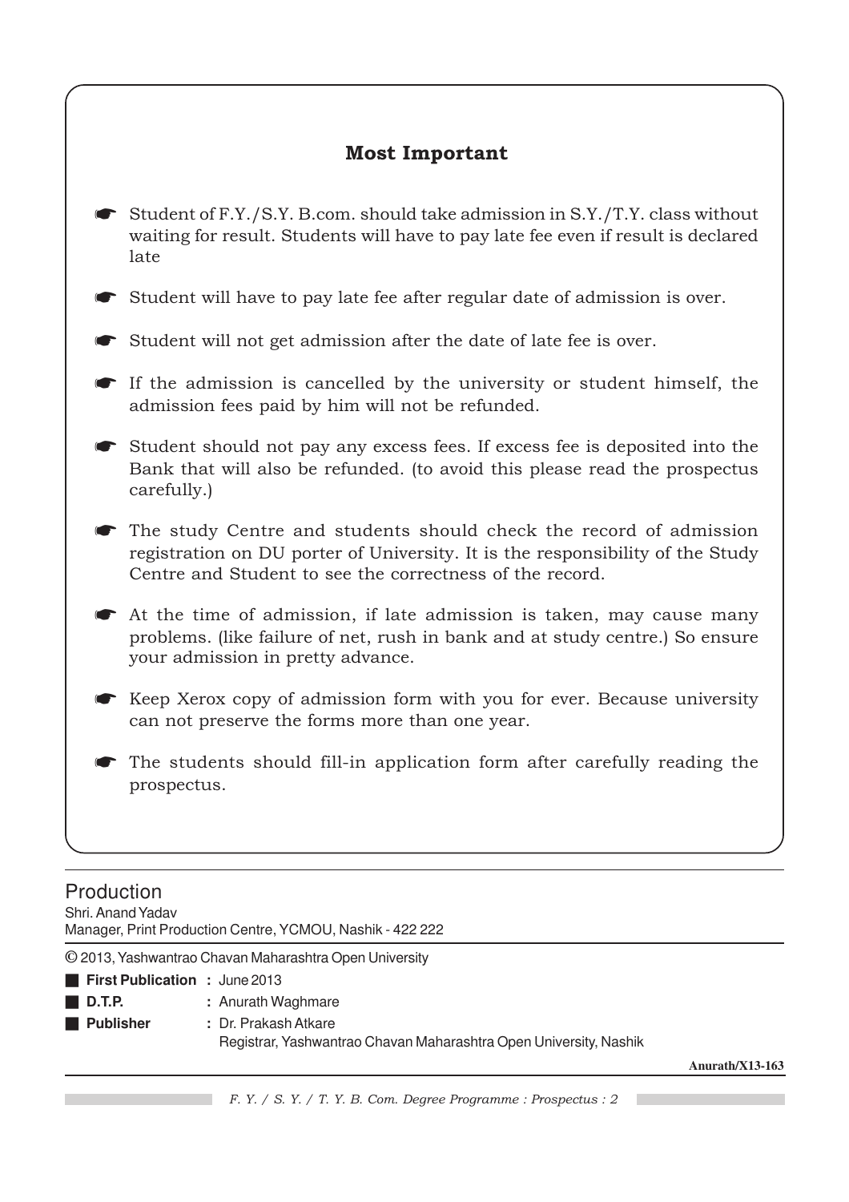## Most Important

- Student of F.Y./S.Y. B.com. should take admission in S.Y./T.Y. class without waiting for result. Students will have to pay late fee even if result is declared late
- Student will have to pay late fee after regular date of admission is over.
- Student will not get admission after the date of late fee is over.
- If the admission is cancelled by the university or student himself, the admission fees paid by him will not be refunded.
- Student should not pay any excess fees. If excess fee is deposited into the Bank that will also be refunded. (to avoid this please read the prospectus carefully.)
- The study Centre and students should check the record of admission registration on DU porter of University. It is the responsibility of the Study Centre and Student to see the correctness of the record.
- At the time of admission, if late admission is taken, may cause many problems. (like failure of net, rush in bank and at study centre.) So ensure your admission in pretty advance.
- Keep Xerox copy of admission form with you for ever. Because university can not preserve the forms more than one year.
- The students should fill-in application form after carefully reading the prospectus.

---

Production

Shri. Anand Yadav
Manager, Print Production Centre, YCMOU, Nashik - 422 222

© 2013, Yashwantrao Chavan Maharashtra Open University

- **First Publication** : June 2013
- **D.T.P.** : Anurath Waghmare
- **Publisher** : Dr. Prakash Atkare
  Registrar, Yashwantrao Chavan Maharashtra Open University, Nashik

**Anurath/X13-163**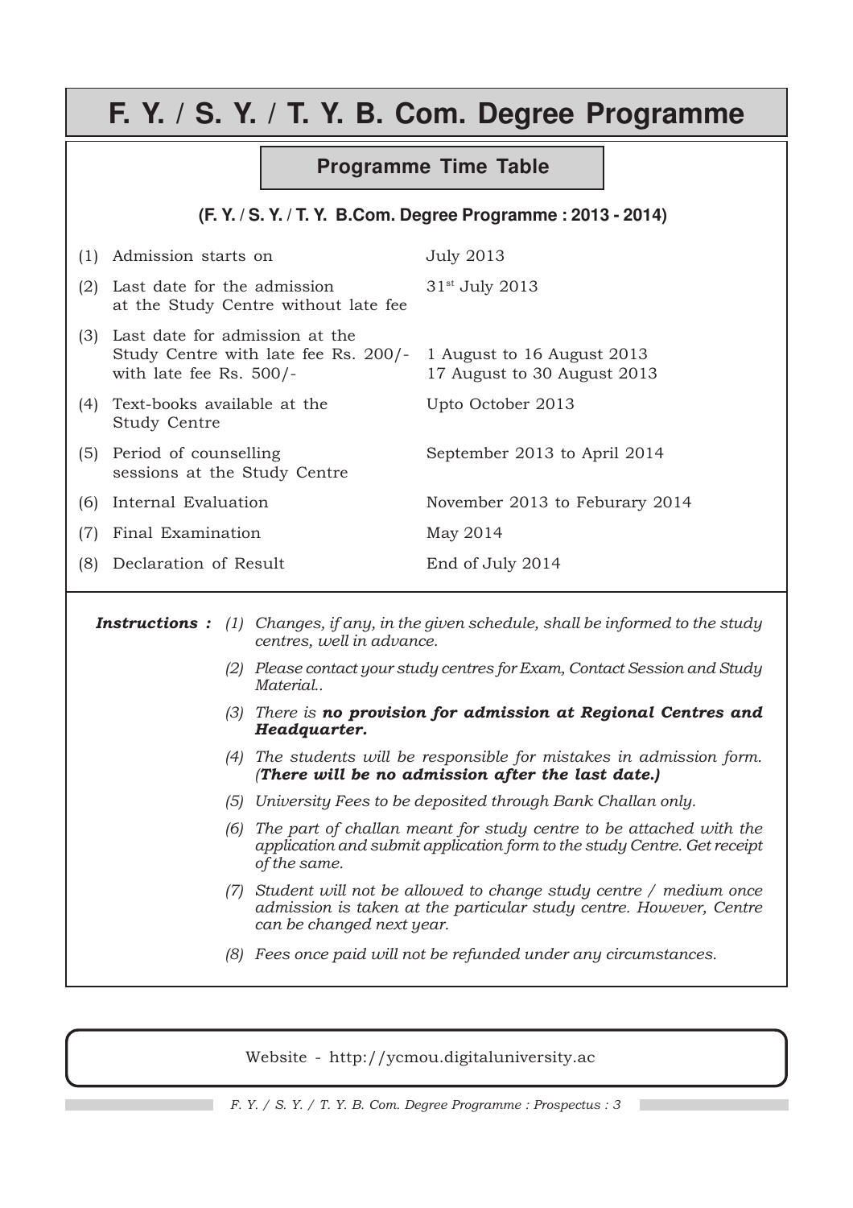# F. Y. / S. Y. / T. Y. B. Com. Degree Programme

## Programme Time Table

**(F. Y. / S. Y. / T. Y. B.Com. Degree Programme : 2013 - 2014)**

| | | |
|---|---|---|
| (1) | Admission starts on | July 2013 |
| (2) | Last date for the admission at the Study Centre without late fee | 31st July 2013 |
| (3) | Last date for admission at the Study Centre with late fee Rs. 200/- with late fee Rs. 500/- | 1 August to 16 August 2013<br>17 August to 30 August 2013 |
| (4) | Text-books available at the Study Centre | Upto October 2013 |
| (5) | Period of counselling sessions at the Study Centre | September 2013 to April 2014 |
| (6) | Internal Evaluation | November 2013 to Feburary 2014 |
| (7) | Final Examination | May 2014 |
| (8) | Declaration of Result | End of July 2014 |

***Instructions :***

*(1) Changes, if any, in the given schedule, shall be informed to the study centres, well in advance.*

*(2) Please contact your study centres for Exam, Contact Session and Study Material..*

*(3) There is **no provision for admission at Regional Centres and Headquarter.***

*(4) The students will be responsible for mistakes in admission form. (**There will be no admission after the last date.)***

*(5) University Fees to be deposited through Bank Challan only.*

*(6) The part of challan meant for study centre to be attached with the application and submit application form to the study Centre. Get receipt of the same.*

*(7) Student will not be allowed to change study centre / medium once admission is taken at the particular study centre. However, Centre can be changed next year.*

*(8) Fees once paid will not be refunded under any circumstances.*

Website - http://ycmou.digitaluniversity.ac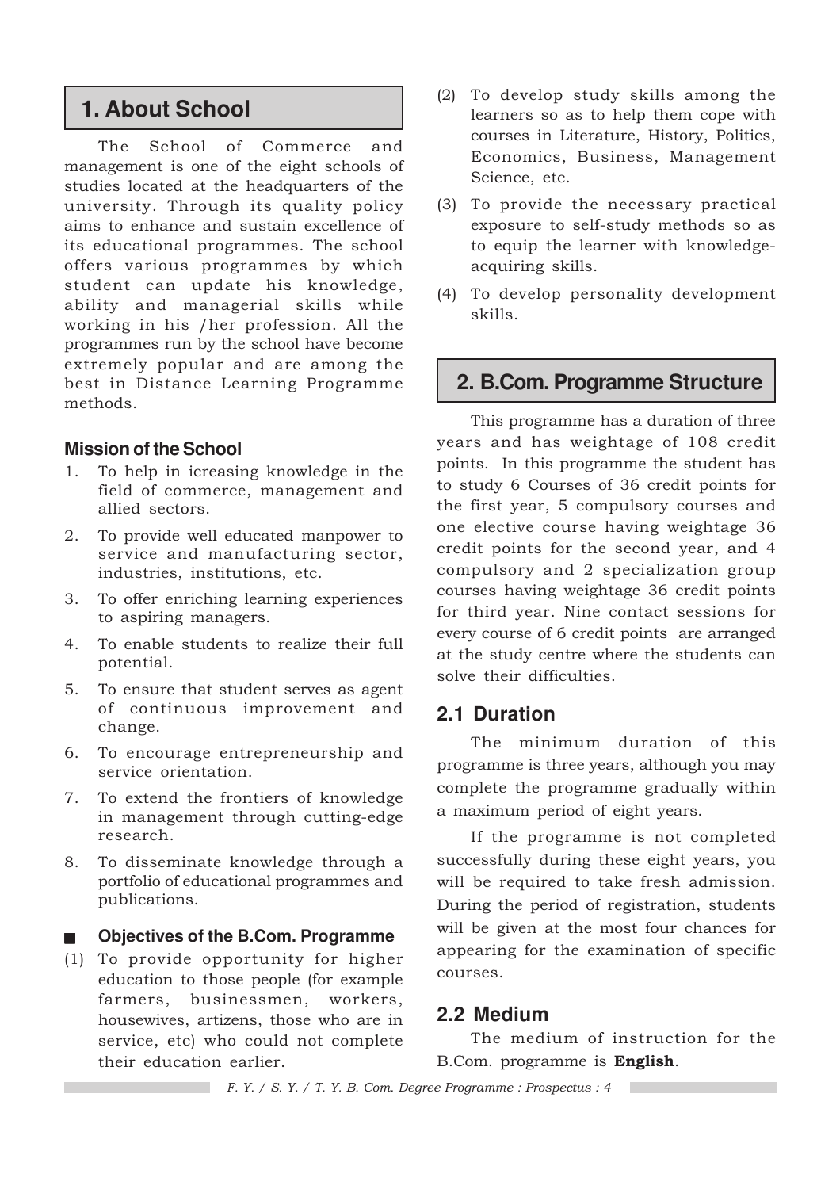## 1. About School

The School of Commerce and management is one of the eight schools of studies located at the headquarters of the university. Through its quality policy aims to enhance and sustain excellence of its educational programmes. The school offers various programmes by which student can update his knowledge, ability and managerial skills while working in his /her profession. All the programmes run by the school have become extremely popular and are among the best in Distance Learning Programme methods.

### Mission of the School

1. To help in icreasing knowledge in the field of commerce, management and allied sectors.
2. To provide well educated manpower to service and manufacturing sector, industries, institutions, etc.
3. To offer enriching learning experiences to aspiring managers.
4. To enable students to realize their full potential.
5. To ensure that student serves as agent of continuous improvement and change.
6. To encourage entrepreneurship and service orientation.
7. To extend the frontiers of knowledge in management through cutting-edge research.
8. To disseminate knowledge through a portfolio of educational programmes and publications.

### Objectives of the B.Com. Programme

(1) To provide opportunity for higher education to those people (for example farmers, businessmen, workers, housewives, artizens, those who are in service, etc) who could not complete their education earlier.

(2) To develop study skills among the learners so as to help them cope with courses in Literature, History, Politics, Economics, Business, Management Science, etc.

(3) To provide the necessary practical exposure to self-study methods so as to equip the learner with knowledge-acquiring skills.

(4) To develop personality development skills.

## 2. B.Com. Programme Structure

This programme has a duration of three years and has weightage of 108 credit points. In this programme the student has to study 6 Courses of 36 credit points for the first year, 5 compulsory courses and one elective course having weightage 36 credit points for the second year, and 4 compulsory and 2 specialization group courses having weightage 36 credit points for third year. Nine contact sessions for every course of 6 credit points are arranged at the study centre where the students can solve their difficulties.

### 2.1 Duration

The minimum duration of this programme is three years, although you may complete the programme gradually within a maximum period of eight years.

If the programme is not completed successfully during these eight years, you will be required to take fresh admission. During the period of registration, students will be given at the most four chances for appearing for the examination of specific courses.

### 2.2 Medium

The medium of instruction for the B.Com. programme is **English**.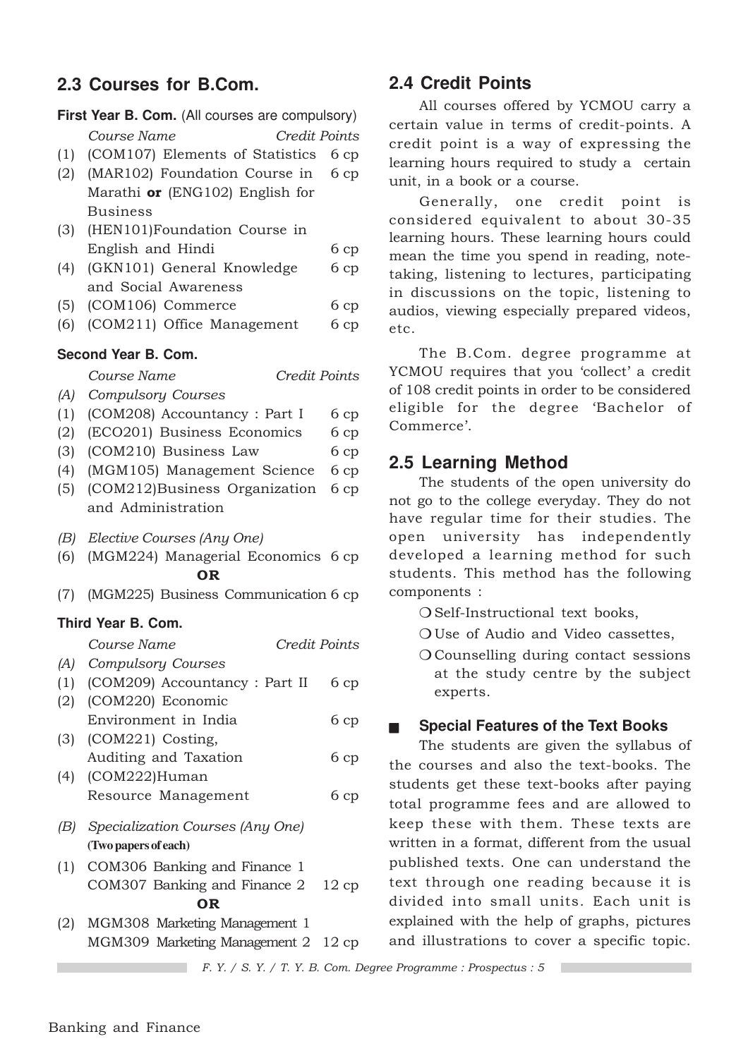## 2.3 Courses for B.Com.

**First Year B. Com.** (All courses are compulsory)

| | *Course Name* | *Credit Points* |
|---|---|---|
| (1) | (COM107) Elements of Statistics | 6 cp |
| (2) | (MAR102) Foundation Course in Marathi **or** (ENG102) English for Business | 6 cp |
| (3) | (HEN101)Foundation Course in English and Hindi | 6 cp |
| (4) | (GKN101) General Knowledge and Social Awareness | 6 cp |
| (5) | (COM106) Commerce | 6 cp |
| (6) | (COM211) Office Management | 6 cp |

**Second Year B. Com.**

| | *Course Name* | *Credit Points* |
|---|---|---|
| *(A)* | *Compulsory Courses* | |
| (1) | (COM208) Accountancy : Part I | 6 cp |
| (2) | (ECO201) Business Economics | 6 cp |
| (3) | (COM210) Business Law | 6 cp |
| (4) | (MGM105) Management Science | 6 cp |
| (5) | (COM212)Business Organization and Administration | 6 cp |
| *(B)* | *Elective Courses (Any One)* | |
| (6) | (MGM224) Managerial Economics | 6 cp |
| | **OR** | |
| (7) | (MGM225) Business Communication | 6 cp |

**Third Year B. Com.**

| | *Course Name* | *Credit Points* |
|---|---|---|
| *(A)* | *Compulsory Courses* | |
| (1) | (COM209) Accountancy : Part II | 6 cp |
| (2) | (COM220) Economic Environment in India | 6 cp |
| (3) | (COM221) Costing, Auditing and Taxation | 6 cp |
| (4) | (COM222)Human Resource Management | 6 cp |
| *(B)* | *Specialization Courses (Any One)* **(Two papers of each)** | |
| (1) | COM306 Banking and Finance 1<br>COM307 Banking and Finance 2 | 12 cp |
| | **OR** | |
| (2) | MGM308 Marketing Management 1<br>MGM309 Marketing Management 2 | 12 cp |

## 2.4 Credit Points

All courses offered by YCMOU carry a certain value in terms of credit-points. A credit point is a way of expressing the learning hours required to study a certain unit, in a book or a course.

Generally, one credit point is considered equivalent to about 30-35 learning hours. These learning hours could mean the time you spend in reading, note-taking, listening to lectures, participating in discussions on the topic, listening to audios, viewing especially prepared videos, etc.

The B.Com. degree programme at YCMOU requires that you 'collect' a credit of 108 credit points in order to be considered eligible for the degree 'Bachelor of Commerce'.

## 2.5 Learning Method

The students of the open university do not go to the college everyday. They do not have regular time for their studies. The open university has independently developed a learning method for such students. This method has the following components :

- Self-Instructional text books,
- Use of Audio and Video cassettes,
- Counselling during contact sessions at the study centre by the subject experts.

### Special Features of the Text Books

The students are given the syllabus of the courses and also the text-books. The students get these text-books after paying total programme fees and are allowed to keep these with them. These texts are written in a format, different from the usual published texts. One can understand the text through one reading because it is divided into small units. Each unit is explained with the help of graphs, pictures and illustrations to cover a specific topic.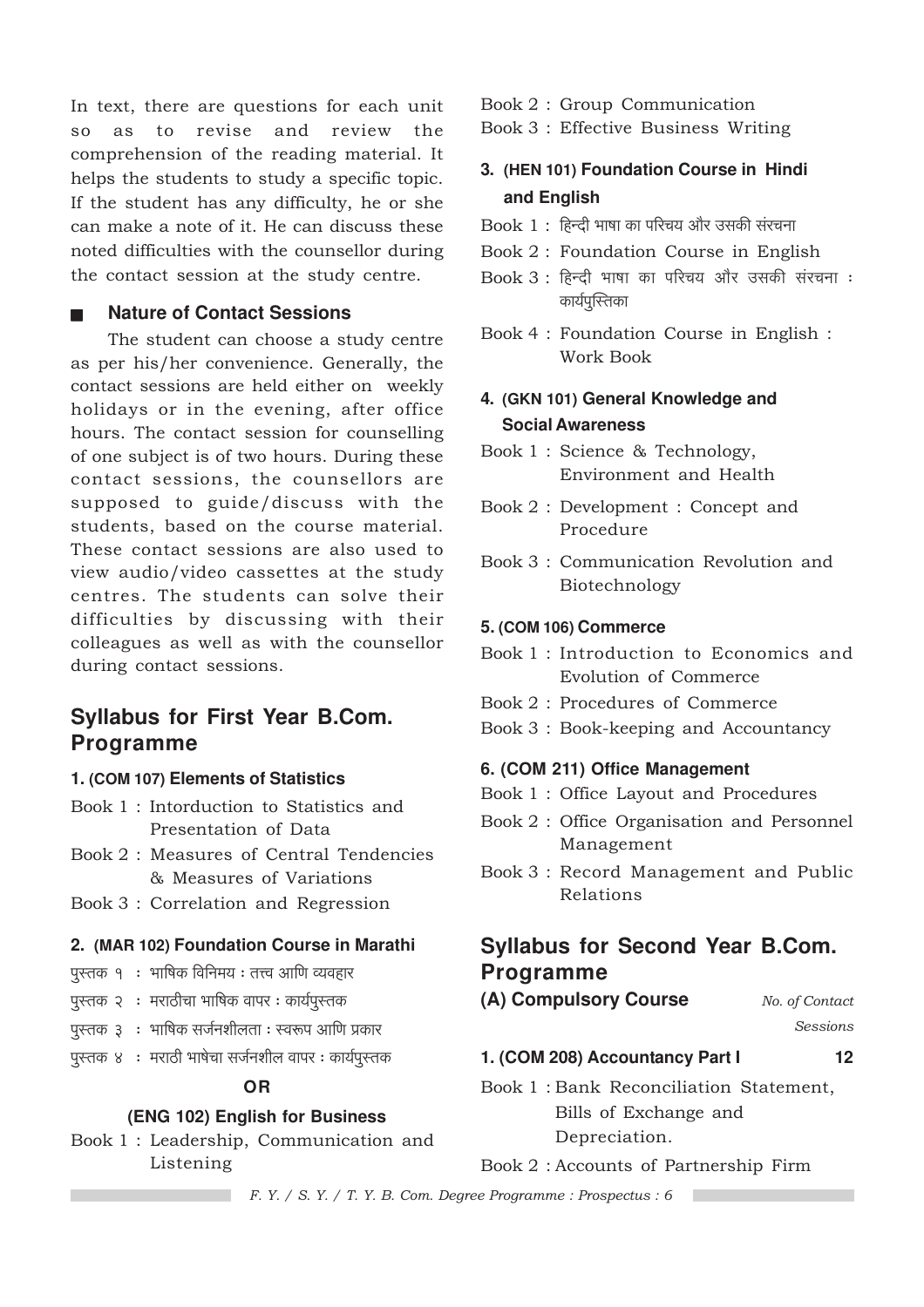In text, there are questions for each unit so as to revise and review the comprehension of the reading material. It helps the students to study a specific topic. If the student has any difficulty, he or she can make a note of it. He can discuss these noted difficulties with the counsellor during the contact session at the study centre.

- **Nature of Contact Sessions**

The student can choose a study centre as per his/her convenience. Generally, the contact sessions are held either on weekly holidays or in the evening, after office hours. The contact session for counselling of one subject is of two hours. During these contact sessions, the counsellors are supposed to guide/discuss with the students, based on the course material. These contact sessions are also used to view audio/video cassettes at the study centres. The students can solve their difficulties by discussing with their colleagues as well as with the counsellor during contact sessions.

## Syllabus for First Year B.Com. Programme

### 1. (COM 107) Elements of Statistics

Book 1 : Intorduction to Statistics and Presentation of Data

Book 2 : Measures of Central Tendencies & Measures of Variations

Book 3 : Correlation and Regression

### 2. (MAR 102) Foundation Course in Marathi

पुस्तक १ : भाषिक विनिमय : तत्त्व आणि व्यवहार

पुस्तक २ : मराठीचा भाषिक वापर : कार्यपुस्तक

पुस्तक ३ : भाषिक सर्जनशीलता : स्वरूप आणि प्रकार

पुस्तक ४ : मराठी भाषेचा सर्जनशील वापर : कार्यपुस्तक

**OR**

### (ENG 102) English for Business

Book 1 : Leadership, Communication and Listening

Book 2 : Group Communication

Book 3 : Effective Business Writing

### 3. (HEN 101) Foundation Course in Hindi and English

Book 1 : हिन्दी भाषा का परिचय और उसकी संरचना

Book 2 : Foundation Course in English

Book 3 : हिन्दी भाषा का परिचय और उसकी संरचना : कार्यपुस्तिका

Book 4 : Foundation Course in English : Work Book

### 4. (GKN 101) General Knowledge and Social Awareness

Book 1 : Science & Technology, Environment and Health

Book 2 : Development : Concept and Procedure

Book 3 : Communication Revolution and Biotechnology

### 5. (COM 106) Commerce

Book 1 : Introduction to Economics and Evolution of Commerce

Book 2 : Procedures of Commerce

Book 3 : Book-keeping and Accountancy

### 6. (COM 211) Office Management

Book 1 : Office Layout and Procedures

Book 2 : Office Organisation and Personnel Management

Book 3 : Record Management and Public Relations

## Syllabus for Second Year B.Com. Programme

### (A) Compulsory Course — *No. of Contact Sessions*

### 1. (COM 208) Accountancy Part I — 12

Book 1 : Bank Reconciliation Statement, Bills of Exchange and Depreciation.

Book 2 : Accounts of Partnership Firm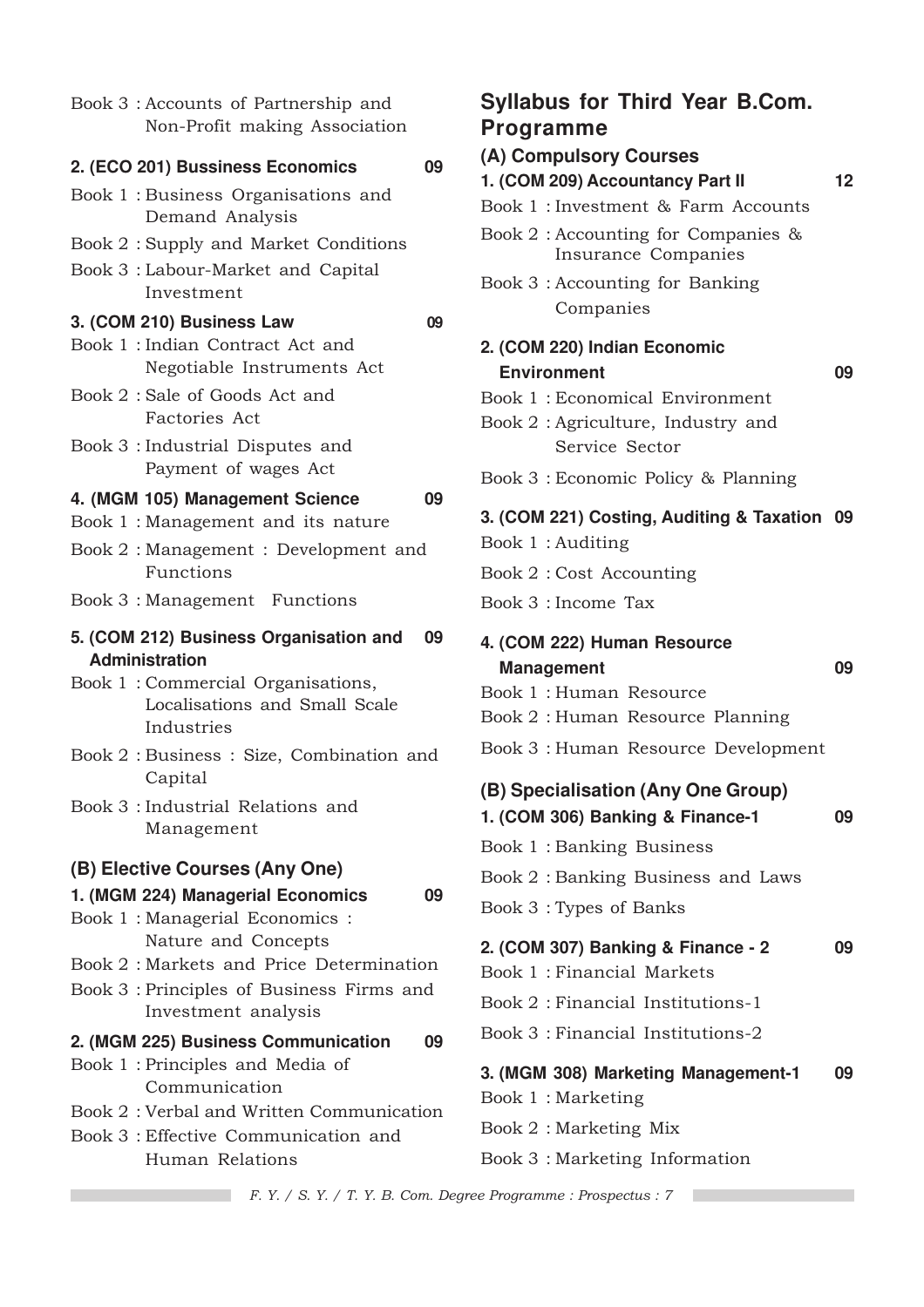Book 3 : Accounts of Partnership and Non-Profit making Association

**2. (ECO 201) Bussiness Economics** **09**

Book 1 : Business Organisations and Demand Analysis

Book 2 : Supply and Market Conditions

Book 3 : Labour-Market and Capital Investment

**3. (COM 210) Business Law** **09**

Book 1 : Indian Contract Act and Negotiable Instruments Act

Book 2 : Sale of Goods Act and Factories Act

Book 3 : Industrial Disputes and Payment of wages Act

**4. (MGM 105) Management Science** **09**

Book 1 : Management and its nature

Book 2 : Management : Development and Functions

Book 3 : Management Functions

**5. (COM 212) Business Organisation and Administration** **09**

Book 1 : Commercial Organisations, Localisations and Small Scale Industries

Book 2 : Business : Size, Combination and Capital

Book 3 : Industrial Relations and Management

### (B) Elective Courses (Any One)

**1. (MGM 224) Managerial Economics** **09**

Book 1 : Managerial Economics : Nature and Concepts

Book 2 : Markets and Price Determination

Book 3 : Principles of Business Firms and Investment analysis

**2. (MGM 225) Business Communication** **09**

Book 1 : Principles and Media of Communication

Book 2 : Verbal and Written Communication

Book 3 : Effective Communication and Human Relations

## Syllabus for Third Year B.Com. Programme

### (A) Compulsory Courses

**1. (COM 209) Accountancy Part II** **12**

Book 1 : Investment & Farm Accounts

Book 2 : Accounting for Companies & Insurance Companies

Book 3 : Accounting for Banking Companies

**2. (COM 220) Indian Economic Environment** **09**

Book 1 : Economical Environment

Book 2 : Agriculture, Industry and Service Sector

Book 3 : Economic Policy & Planning

**3. (COM 221) Costing, Auditing & Taxation** **09**

Book 1 : Auditing

Book 2 : Cost Accounting

Book 3 : Income Tax

**4. (COM 222) Human Resource Management** **09**

Book 1 : Human Resource

Book 2 : Human Resource Planning

Book 3 : Human Resource Development

### (B) Specialisation (Any One Group)

**1. (COM 306) Banking & Finance-1** **09**

Book 1 : Banking Business

Book 2 : Banking Business and Laws

Book 3 : Types of Banks

**2. (COM 307) Banking & Finance - 2** **09**

Book 1 : Financial Markets

Book 2 : Financial Institutions-1

Book 3 : Financial Institutions-2

**3. (MGM 308) Marketing Management-1** **09**

Book 1 : Marketing

Book 2 : Marketing Mix

Book 3 : Marketing Information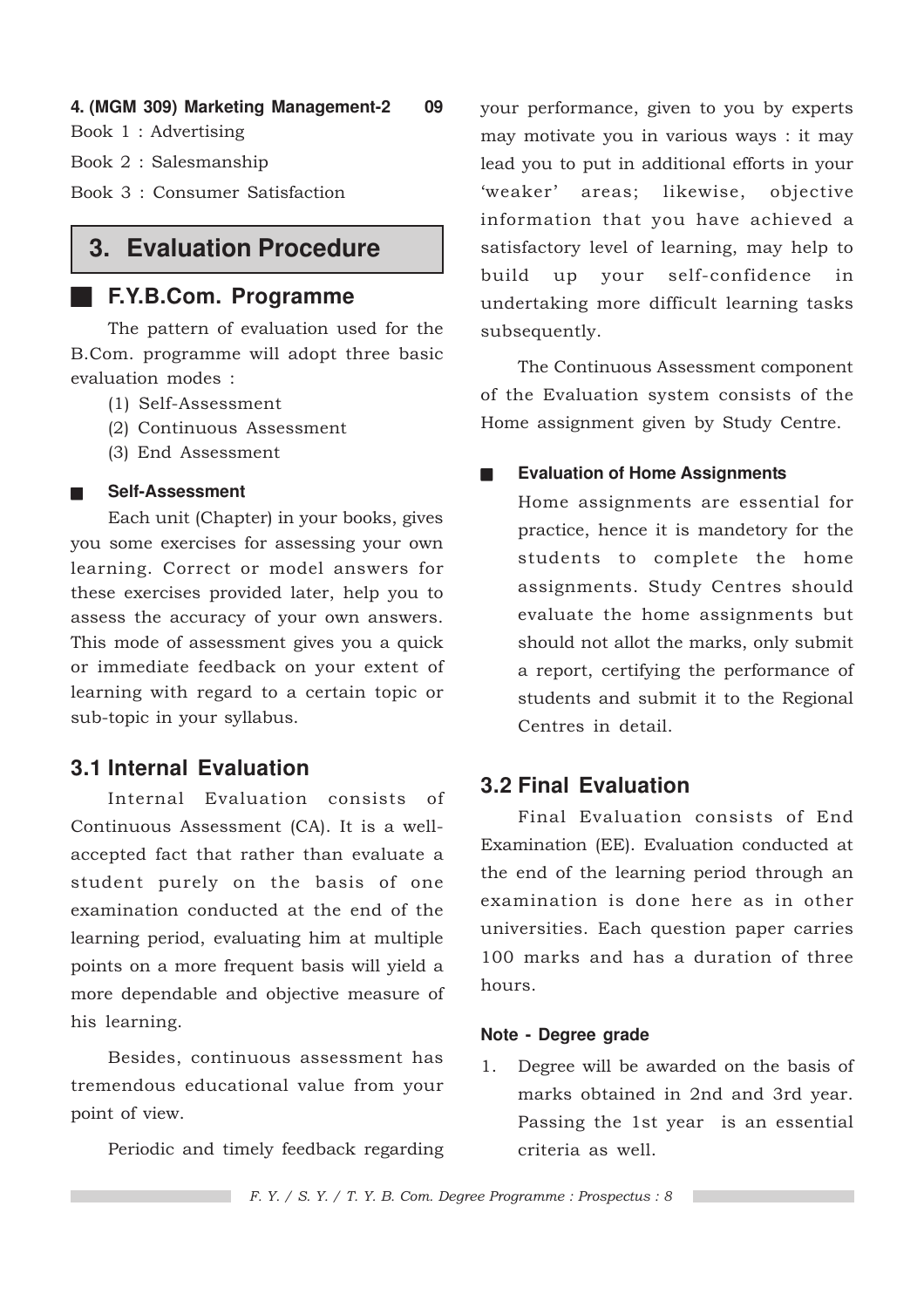**4. (MGM 309) Marketing Management-2 09**

Book 1 : Advertising

Book 2 : Salesmanship

Book 3 : Consumer Satisfaction

# 3. Evaluation Procedure

## F.Y.B.Com. Programme

The pattern of evaluation used for the B.Com. programme will adopt three basic evaluation modes :

(1) Self-Assessment
(2) Continuous Assessment
(3) End Assessment

#### Self-Assessment

Each unit (Chapter) in your books, gives you some exercises for assessing your own learning. Correct or model answers for these exercises provided later, help you to assess the accuracy of your own answers. This mode of assessment gives you a quick or immediate feedback on your extent of learning with regard to a certain topic or sub-topic in your syllabus.

## 3.1 Internal Evaluation

Internal Evaluation consists of Continuous Assessment (CA). It is a well-accepted fact that rather than evaluate a student purely on the basis of one examination conducted at the end of the learning period, evaluating him at multiple points on a more frequent basis will yield a more dependable and objective measure of his learning.

Besides, continuous assessment has tremendous educational value from your point of view.

Periodic and timely feedback regarding your performance, given to you by experts may motivate you in various ways : it may lead you to put in additional efforts in your 'weaker' areas; likewise, objective information that you have achieved a satisfactory level of learning, may help to build up your self-confidence in undertaking more difficult learning tasks subsequently.

The Continuous Assessment component of the Evaluation system consists of the Home assignment given by Study Centre.

#### Evaluation of Home Assignments

Home assignments are essential for practice, hence it is mandetory for the students to complete the home assignments. Study Centres should evaluate the home assignments but should not allot the marks, only submit a report, certifying the performance of students and submit it to the Regional Centres in detail.

## 3.2 Final Evaluation

Final Evaluation consists of End Examination (EE). Evaluation conducted at the end of the learning period through an examination is done here as in other universities. Each question paper carries 100 marks and has a duration of three hours.

#### Note - Degree grade

1. Degree will be awarded on the basis of marks obtained in 2nd and 3rd year. Passing the 1st year is an essential criteria as well.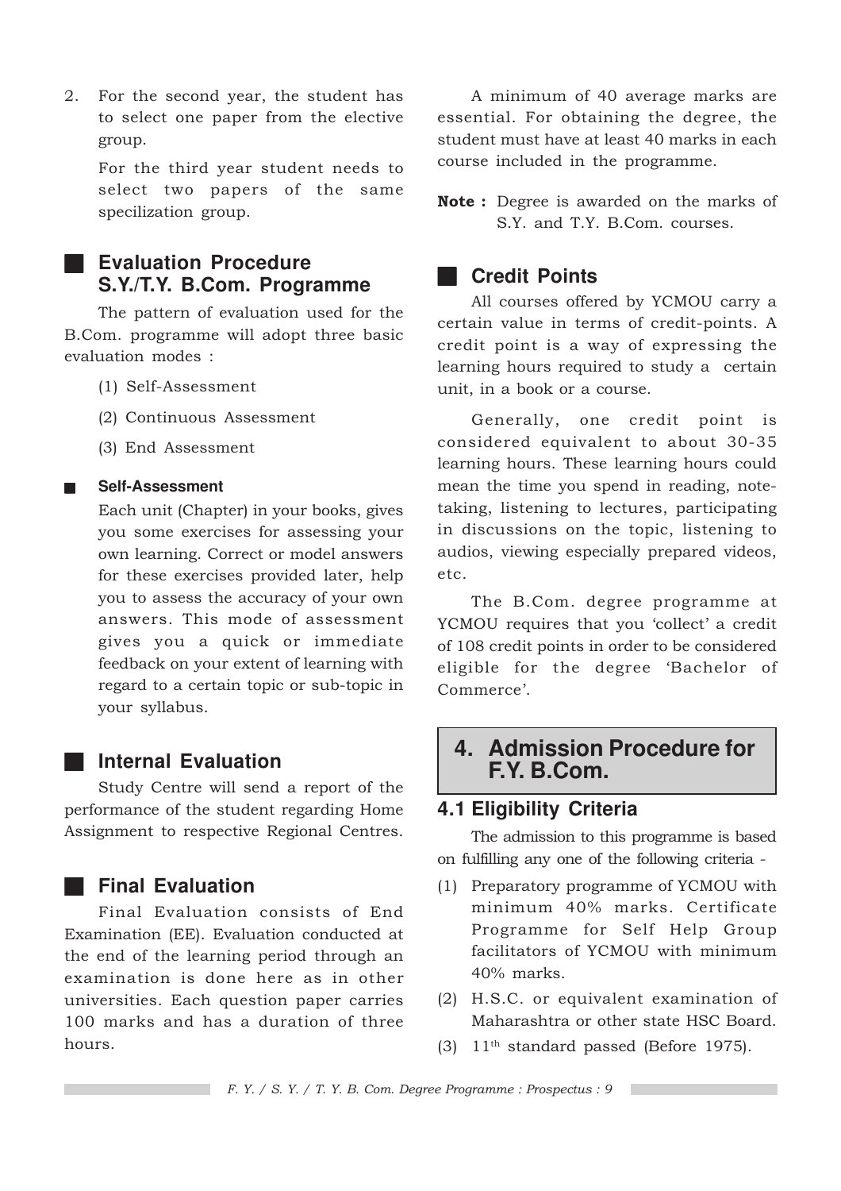2. For the second year, the student has to select one paper from the elective group.

   For the third year student needs to select two papers of the same specilization group.

## Evaluation Procedure S.Y./T.Y. B.Com. Programme

The pattern of evaluation used for the B.Com. programme will adopt three basic evaluation modes :

(1) Self-Assessment

(2) Continuous Assessment

(3) End Assessment

### Self-Assessment

Each unit (Chapter) in your books, gives you some exercises for assessing your own learning. Correct or model answers for these exercises provided later, help you to assess the accuracy of your own answers. This mode of assessment gives you a quick or immediate feedback on your extent of learning with regard to a certain topic or sub-topic in your syllabus.

## Internal Evaluation

Study Centre will send a report of the performance of the student regarding Home Assignment to respective Regional Centres.

## Final Evaluation

Final Evaluation consists of End Examination (EE). Evaluation conducted at the end of the learning period through an examination is done here as in other universities. Each question paper carries 100 marks and has a duration of three hours.

A minimum of 40 average marks are essential. For obtaining the degree, the student must have at least 40 marks in each course included in the programme.

**Note :** Degree is awarded on the marks of S.Y. and T.Y. B.Com. courses.

## Credit Points

All courses offered by YCMOU carry a certain value in terms of credit-points. A credit point is a way of expressing the learning hours required to study a certain unit, in a book or a course.

Generally, one credit point is considered equivalent to about 30-35 learning hours. These learning hours could mean the time you spend in reading, note-taking, listening to lectures, participating in discussions on the topic, listening to audios, viewing especially prepared videos, etc.

The B.Com. degree programme at YCMOU requires that you 'collect' a credit of 108 credit points in order to be considered eligible for the degree 'Bachelor of Commerce'.

# 4. Admission Procedure for F.Y. B.Com.

## 4.1 Eligibility Criteria

The admission to this programme is based on fulfilling any one of the following criteria -

(1) Preparatory programme of YCMOU with minimum 40% marks. Certificate Programme for Self Help Group facilitators of YCMOU with minimum 40% marks.

(2) H.S.C. or equivalent examination of Maharashtra or other state HSC Board.

(3) $11^{th}$ standard passed (Before 1975).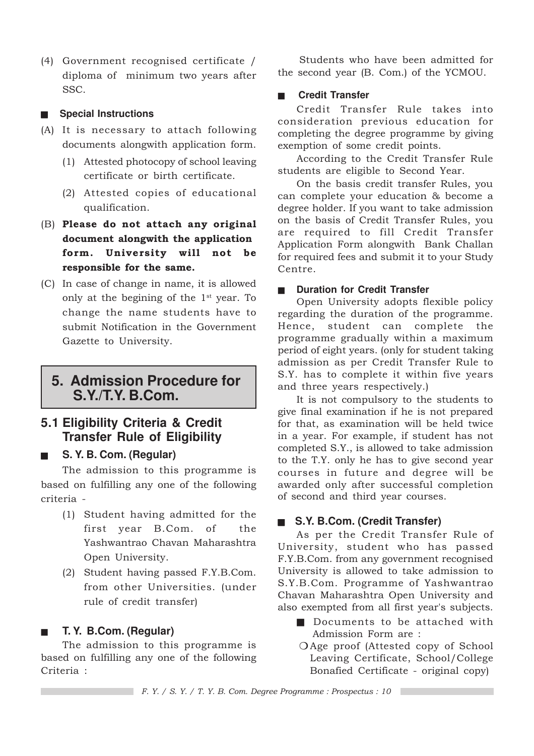(4) Government recognised certificate / diploma of minimum two years after SSC.

■ **Special Instructions**

(A) It is necessary to attach following documents alongwith application form.

   (1) Attested photocopy of school leaving certificate or birth certificate.

   (2) Attested copies of educational qualification.

(B) **Please do not attach any original document alongwith the application form. University will not be responsible for the same.**

(C) In case of change in name, it is allowed only at the begining of the 1st year. To change the name students have to submit Notification in the Government Gazette to University.

# 5. Admission Procedure for S.Y./T.Y. B.Com.

## 5.1 Eligibility Criteria & Credit Transfer Rule of Eligibility

■ **S. Y. B. Com. (Regular)**

The admission to this programme is based on fulfilling any one of the following criteria -

(1) Student having admitted for the first year B.Com. of the Yashwantrao Chavan Maharashtra Open University.

(2) Student having passed F.Y.B.Com. from other Universities. (under rule of credit transfer)

■ **T. Y. B.Com. (Regular)**

The admission to this programme is based on fulfilling any one of the following Criteria :

Students who have been admitted for the second year (B. Com.) of the YCMOU.

■ **Credit Transfer**

Credit Transfer Rule takes into consideration previous education for completing the degree programme by giving exemption of some credit points.

According to the Credit Transfer Rule students are eligible to Second Year.

On the basis credit transfer Rules, you can complete your education & become a degree holder. If you want to take admission on the basis of Credit Transfer Rules, you are required to fill Credit Transfer Application Form alongwith Bank Challan for required fees and submit it to your Study Centre.

■ **Duration for Credit Transfer**

Open University adopts flexible policy regarding the duration of the programme. Hence, student can complete the programme gradually within a maximum period of eight years. (only for student taking admission as per Credit Transfer Rule to S.Y. has to complete it within five years and three years respectively.)

It is not compulsory to the students to give final examination if he is not prepared for that, as examination will be held twice in a year. For example, if student has not completed S.Y., is allowed to take admission to the T.Y. only he has to give second year courses in future and degree will be awarded only after successful completion of second and third year courses.

■ **S.Y. B.Com. (Credit Transfer)**

As per the Credit Transfer Rule of University, student who has passed F.Y.B.Com. from any government recognised University is allowed to take admission to S.Y.B.Com. Programme of Yashwantrao Chavan Maharashtra Open University and also exempted from all first year's subjects.

■ Documents to be attached with Admission Form are :

- Age proof (Attested copy of School Leaving Certificate, School/College Bonafied Certificate - original copy)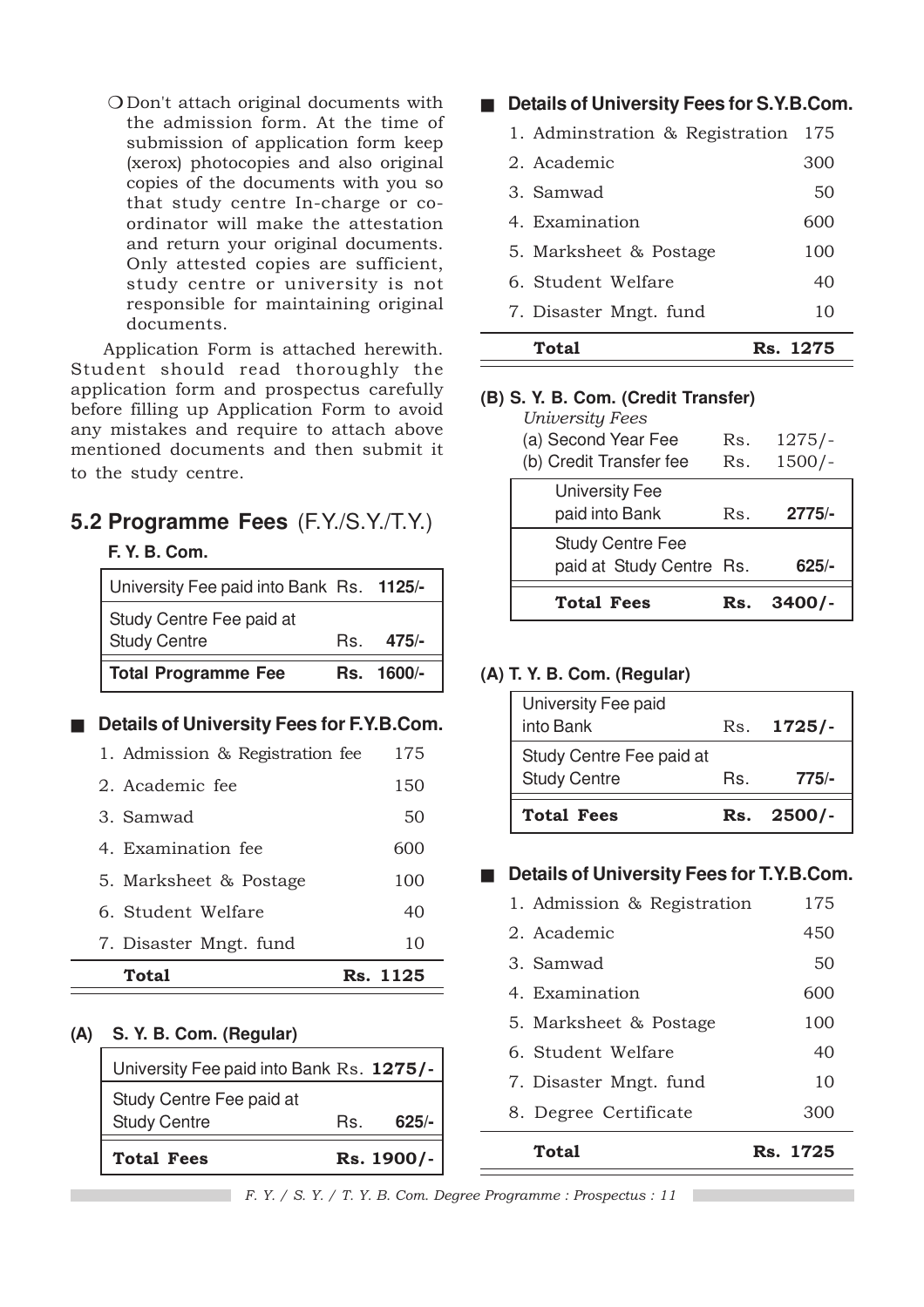❍ Don't attach original documents with the admission form. At the time of submission of application form keep (xerox) photocopies and also original copies of the documents with you so that study centre In-charge or co-ordinator will make the attestation and return your original documents. Only attested copies are sufficient, study centre or university is not responsible for maintaining original documents.

Application Form is attached herewith. Student should read thoroughly the application form and prospectus carefully before filling up Application Form to avoid any mistakes and require to attach above mentioned documents and then submit it to the study centre.

## 5.2 Programme Fees (F.Y./S.Y./T.Y.)

**F. Y. B. Com.**

| | | |
|---|---|---|
| University Fee paid into Bank | Rs. | **1125/-** |
| Study Centre Fee paid at Study Centre | Rs. | **475/-** |
| **Total Programme Fee** | **Rs.** | **1600/-** |

### ■ Details of University Fees for F.Y.B.Com.

| | |
|---|---|
| 1. Admission & Registration fee | 175 |
| 2. Academic fee | 150 |
| 3. Samwad | 50 |
| 4. Examination fee | 600 |
| 5. Marksheet & Postage | 100 |
| 6. Student Welfare | 40 |
| 7. Disaster Mngt. fund | 10 |
| **Total** | **Rs. 1125** |

**(A) S. Y. B. Com. (Regular)**

| | | |
|---|---|---|
| University Fee paid into Bank | Rs. | **1275/-** |
| Study Centre Fee paid at Study Centre | Rs. | **625/-** |
| **Total Fees** | **Rs.** | **1900/-** |

### ■ Details of University Fees for S.Y.B.Com.

| | |
|---|---|
| 1. Adminstration & Registration | 175 |
| 2. Academic | 300 |
| 3. Samwad | 50 |
| 4. Examination | 600 |
| 5. Marksheet & Postage | 100 |
| 6. Student Welfare | 40 |
| 7. Disaster Mngt. fund | 10 |
| **Total** | **Rs. 1275** |

**(B) S. Y. B. Com. (Credit Transfer)**

*University Fees*

| | | |
|---|---|---|
| (a) Second Year Fee | Rs. | 1275/- |
| (b) Credit Transfer fee | Rs. | 1500/- |

| | | |
|---|---|---|
| University Fee paid into Bank | Rs. | **2775/-** |
| Study Centre Fee paid at Study Centre | Rs. | **625/-** |
| **Total Fees** | **Rs.** | **3400/-** |

**(A) T. Y. B. Com. (Regular)**

| | | |
|---|---|---|
| University Fee paid into Bank | Rs. | **1725/-** |
| Study Centre Fee paid at Study Centre | Rs. | **775/-** |
| **Total Fees** | **Rs.** | **2500/-** |

### ■ Details of University Fees for T.Y.B.Com.

| | |
|---|---|
| 1. Admission & Registration | 175 |
| 2. Academic | 450 |
| 3. Samwad | 50 |
| 4. Examination | 600 |
| 5. Marksheet & Postage | 100 |
| 6. Student Welfare | 40 |
| 7. Disaster Mngt. fund | 10 |
| 8. Degree Certificate | 300 |
| **Total** | **Rs. 1725** |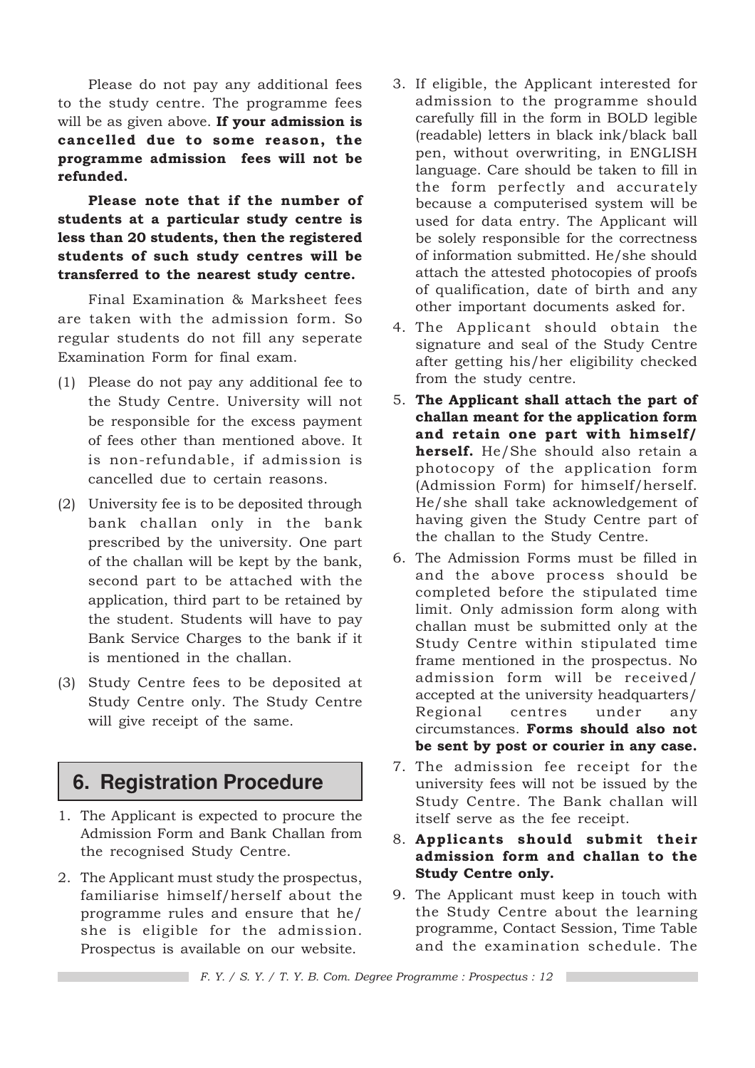Please do not pay any additional fees to the study centre. The programme fees will be as given above. **If your admission is cancelled due to some reason, the programme admission fees will not be refunded.**

**Please note that if the number of students at a particular study centre is less than 20 students, then the registered students of such study centres will be transferred to the nearest study centre.**

Final Examination & Marksheet fees are taken with the admission form. So regular students do not fill any seperate Examination Form for final exam.

(1) Please do not pay any additional fee to the Study Centre. University will not be responsible for the excess payment of fees other than mentioned above. It is non-refundable, if admission is cancelled due to certain reasons.

(2) University fee is to be deposited through bank challan only in the bank prescribed by the university. One part of the challan will be kept by the bank, second part to be attached with the application, third part to be retained by the student. Students will have to pay Bank Service Charges to the bank if it is mentioned in the challan.

(3) Study Centre fees to be deposited at Study Centre only. The Study Centre will give receipt of the same.

## 6. Registration Procedure

1. The Applicant is expected to procure the Admission Form and Bank Challan from the recognised Study Centre.
2. The Applicant must study the prospectus, familiarise himself/herself about the programme rules and ensure that he/she is eligible for the admission. Prospectus is available on our website.
3. If eligible, the Applicant interested for admission to the programme should carefully fill in the form in BOLD legible (readable) letters in black ink/black ball pen, without overwriting, in ENGLISH language. Care should be taken to fill in the form perfectly and accurately because a computerised system will be used for data entry. The Applicant will be solely responsible for the correctness of information submitted. He/she should attach the attested photocopies of proofs of qualification, date of birth and any other important documents asked for.
4. The Applicant should obtain the signature and seal of the Study Centre after getting his/her eligibility checked from the study centre.
5. **The Applicant shall attach the part of challan meant for the application form and retain one part with himself/herself.** He/She should also retain a photocopy of the application form (Admission Form) for himself/herself. He/she shall take acknowledgement of having given the Study Centre part of the challan to the Study Centre.
6. The Admission Forms must be filled in and the above process should be completed before the stipulated time limit. Only admission form along with challan must be submitted only at the Study Centre within stipulated time frame mentioned in the prospectus. No admission form will be received/accepted at the university headquarters/Regional centres under any circumstances. **Forms should also not be sent by post or courier in any case.**
7. The admission fee receipt for the university fees will not be issued by the Study Centre. The Bank challan will itself serve as the fee receipt.
8. **Applicants should submit their admission form and challan to the Study Centre only.**
9. The Applicant must keep in touch with the Study Centre about the learning programme, Contact Session, Time Table and the examination schedule. The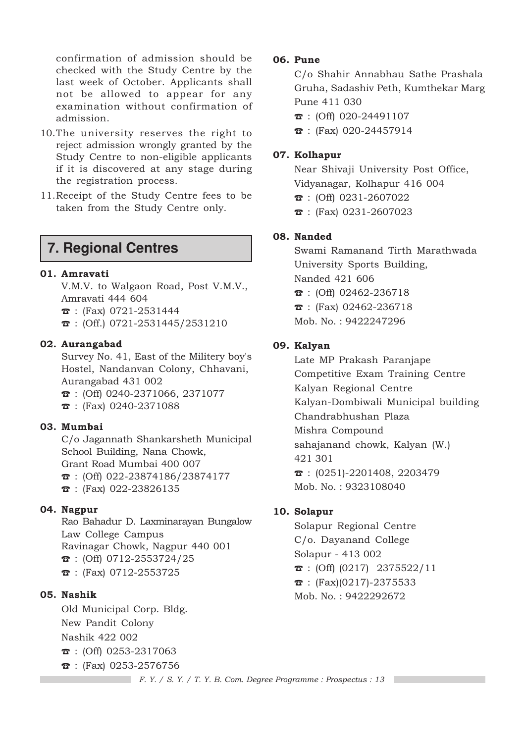confirmation of admission should be checked with the Study Centre by the last week of October. Applicants shall not be allowed to appear for any examination without confirmation of admission.

10. The university reserves the right to reject admission wrongly granted by the Study Centre to non-eligible applicants if it is discovered at any stage during the registration process.

11. Receipt of the Study Centre fees to be taken from the Study Centre only.

## 7. Regional Centres

**01. Amravati**

V.M.V. to Walgaon Road, Post V.M.V.,
Amravati 444 604
☎ : (Fax) 0721-2531444
☎ : (Off.) 0721-2531445/2531210

**02. Aurangabad**

Survey No. 41, East of the Militery boy's Hostel, Nandanvan Colony, Chhavani,
Aurangabad 431 002
☎ : (Off) 0240-2371066, 2371077
☎ : (Fax) 0240-2371088

**03. Mumbai**

C/o Jagannath Shankarsheth Municipal School Building, Nana Chowk,
Grant Road Mumbai 400 007
☎ : (Off) 022-23874186/23874177
☎ : (Fax) 022-23826135

**04. Nagpur**

Rao Bahadur D. Laxminarayan Bungalow
Law College Campus
Ravinagar Chowk, Nagpur 440 001
☎ : (Off) 0712-2553724/25
☎ : (Fax) 0712-2553725

**05. Nashik**

Old Municipal Corp. Bldg.
New Pandit Colony
Nashik 422 002
☎ : (Off) 0253-2317063
☎ : (Fax) 0253-2576756

**06. Pune**

C/o Shahir Annabhau Sathe Prashala Gruha, Sadashiv Peth, Kumthekar Marg
Pune 411 030
☎ : (Off) 020-24491107
☎ : (Fax) 020-24457914

**07. Kolhapur**

Near Shivaji University Post Office,
Vidyanagar, Kolhapur 416 004
☎ : (Off) 0231-2607022
☎ : (Fax) 0231-2607023

**08. Nanded**

Swami Ramanand Tirth Marathwada University Sports Building,
Nanded 421 606
☎ : (Off) 02462-236718
☎ : (Fax) 02462-236718
Mob. No. : 9422247296

**09. Kalyan**

Late MP Prakash Paranjape
Competitive Exam Training Centre
Kalyan Regional Centre
Kalyan-Dombiwali Municipal building
Chandrabhushan Plaza
Mishra Compound
sahajanand chowk, Kalyan (W.)
421 301
☎ : (0251)-2201408, 2203479
Mob. No. : 9323108040

**10. Solapur**

Solapur Regional Centre
C/o. Dayanand College
Solapur - 413 002
☎ : (Off) (0217) 2375522/11
☎ : (Fax)(0217)-2375533
Mob. No. : 9422292672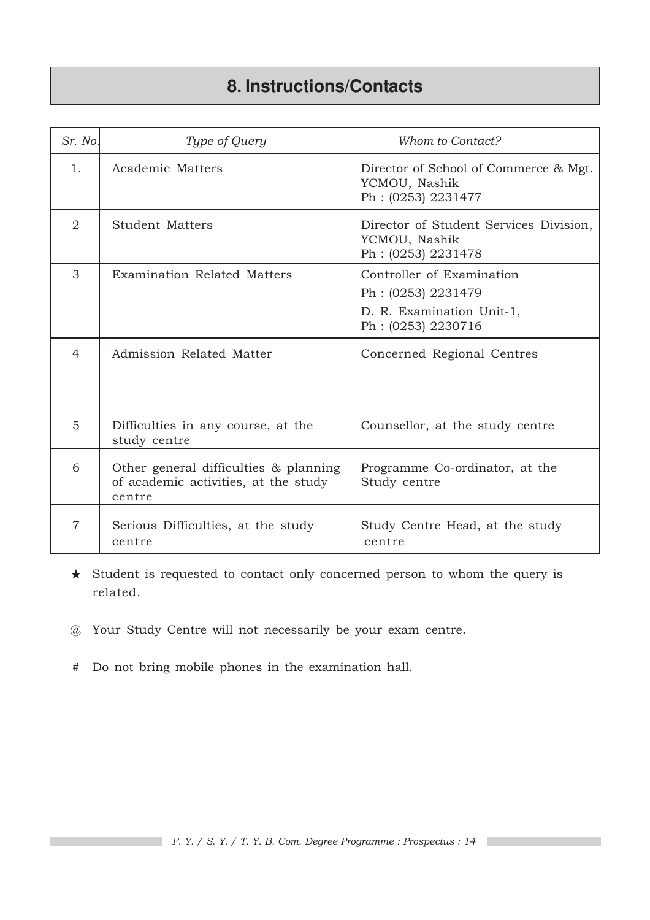# 8. Instructions/Contacts

| *Sr. No.* | *Type of Query* | *Whom to Contact?* |
|---|---|---|
| 1. | Academic Matters | Director of School of Commerce & Mgt. YCMOU, Nashik Ph : (0253) 2231477 |
| 2 | Student Matters | Director of Student Services Division, YCMOU, Nashik Ph : (0253) 2231478 |
| 3 | Examination Related Matters | Controller of Examination Ph : (0253) 2231479 D. R. Examination Unit-1, Ph : (0253) 2230716 |
| 4 | Admission Related Matter | Concerned Regional Centres |
| 5 | Difficulties in any course, at the study centre | Counsellor, at the study centre |
| 6 | Other general difficulties & planning of academic activities, at the study centre | Programme Co-ordinator, at the Study centre |
| 7 | Serious Difficulties, at the study centre | Study Centre Head, at the study centre |

★ Student is requested to contact only concerned person to whom the query is related.

@ Your Study Centre will not necessarily be your exam centre.

# Do not bring mobile phones in the examination hall.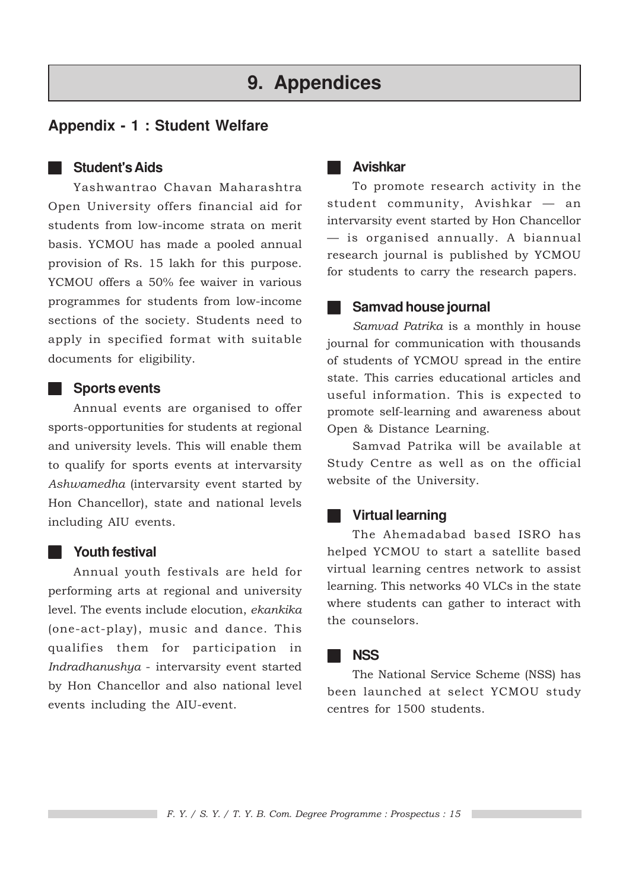# 9. Appendices

## Appendix - 1 : Student Welfare

### Student's Aids

Yashwantrao Chavan Maharashtra Open University offers financial aid for students from low-income strata on merit basis. YCMOU has made a pooled annual provision of Rs. 15 lakh for this purpose. YCMOU offers a 50% fee waiver in various programmes for students from low-income sections of the society. Students need to apply in specified format with suitable documents for eligibility.

### Sports events

Annual events are organised to offer sports-opportunities for students at regional and university levels. This will enable them to qualify for sports events at intervarsity *Ashwamedha* (intervarsity event started by Hon Chancellor), state and national levels including AIU events.

### Youth festival

Annual youth festivals are held for performing arts at regional and university level. The events include elocution, *ekankika* (one-act-play), music and dance. This qualifies them for participation in *Indradhanushya* - intervarsity event started by Hon Chancellor and also national level events including the AIU-event.

### Avishkar

To promote research activity in the student community, Avishkar — an intervarsity event started by Hon Chancellor — is organised annually. A biannual research journal is published by YCMOU for students to carry the research papers.

### Samvad house journal

*Samvad Patrika* is a monthly in house journal for communication with thousands of students of YCMOU spread in the entire state. This carries educational articles and useful information. This is expected to promote self-learning and awareness about Open & Distance Learning.

Samvad Patrika will be available at Study Centre as well as on the official website of the University.

### Virtual learning

The Ahemadabad based ISRO has helped YCMOU to start a satellite based virtual learning centres network to assist learning. This networks 40 VLCs in the state where students can gather to interact with the counselors.

### NSS

The National Service Scheme (NSS) has been launched at select YCMOU study centres for 1500 students.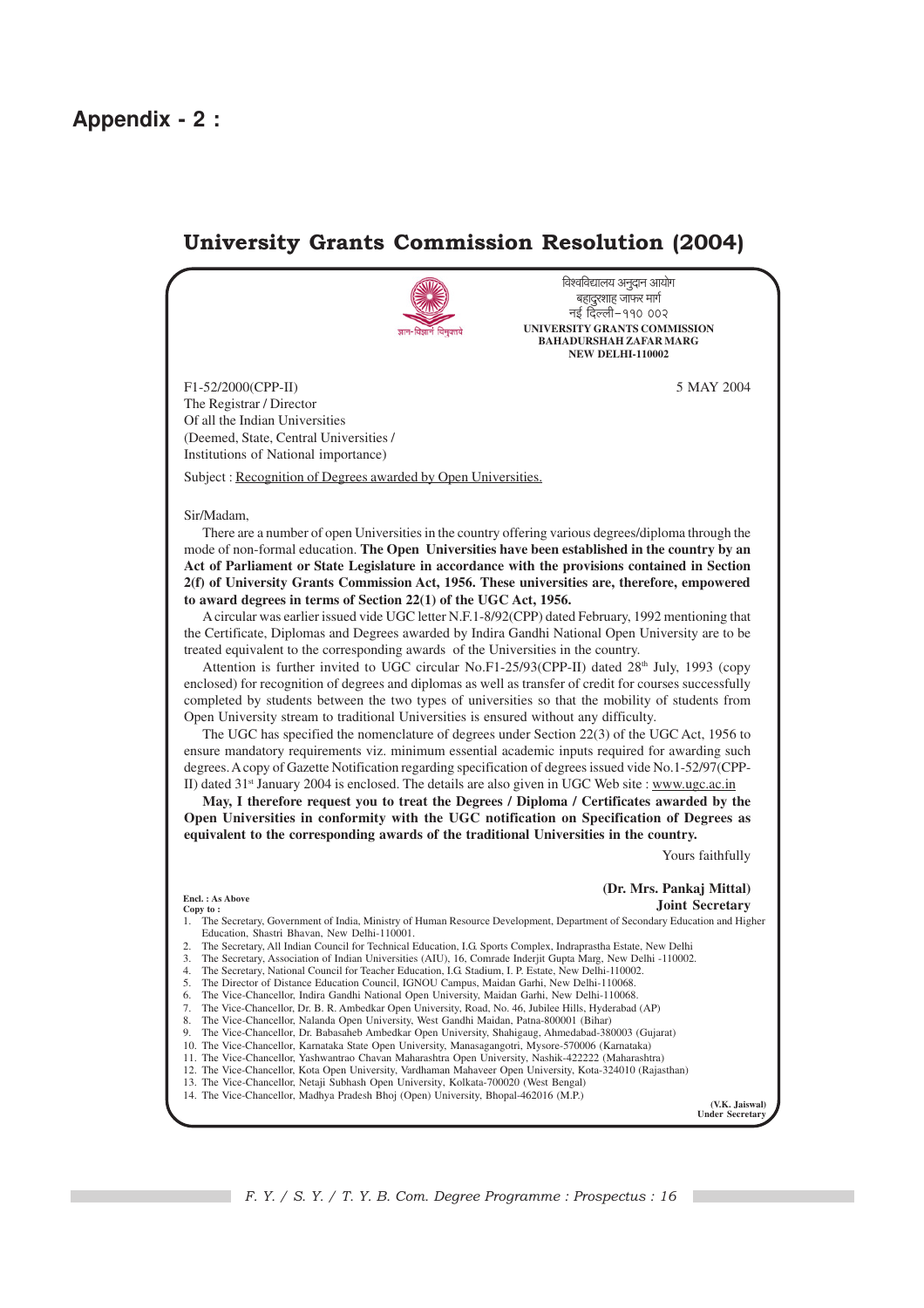# Appendix - 2 :

## University Grants Commission Resolution (2004)

विश्वविद्यालय अनुदान आयोग
बहादुरशाह जाफर मार्ग
नई दिल्ली-११० ००२

ज्ञान-विज्ञानं विमुक्तये

**UNIVERSITY GRANTS COMMISSION**
**BAHADURSHAH ZAFAR MARG**
**NEW DELHI-110002**

F1-52/2000(CPP-II)

5 MAY 2004

The Registrar / Director
Of all the Indian Universities
(Deemed, State, Central Universities /
Institutions of National importance)

Subject : Recognition of Degrees awarded by Open Universities.

Sir/Madam,

There are a number of open Universities in the country offering various degrees/diploma through the mode of non-formal education. **The Open Universities have been established in the country by an Act of Parliament or State Legislature in accordance with the provisions contained in Section 2(f) of University Grants Commission Act, 1956. These universities are, therefore, empowered to award degrees in terms of Section 22(1) of the UGC Act, 1956.**

A circular was earlier issued vide UGC letter N.F.1-8/92(CPP) dated February, 1992 mentioning that the Certificate, Diplomas and Degrees awarded by Indira Gandhi National Open University are to be treated equivalent to the corresponding awards of the Universities in the country.

Attention is further invited to UGC circular No.F1-25/93(CPP-II) dated 28th July, 1993 (copy enclosed) for recognition of degrees and diplomas as well as transfer of credit for courses successfully completed by students between the two types of universities so that the mobility of students from Open University stream to traditional Universities is ensured without any difficulty.

The UGC has specified the nomenclature of degrees under Section 22(3) of the UGC Act, 1956 to ensure mandatory requirements viz. minimum essential academic inputs required for awarding such degrees. A copy of Gazette Notification regarding specification of degrees issued vide No.1-52/97(CPP-II) dated 31st January 2004 is enclosed. The details are also given in UGC Web site : www.ugc.ac.in

**May, I therefore request you to treat the Degrees / Diploma / Certificates awarded by the Open Universities in conformity with the UGC notification on Specification of Degrees as equivalent to the corresponding awards of the traditional Universities in the country.**

Yours faithfully

**(Dr. Mrs. Pankaj Mittal)**
**Joint Secretary**

**Encl. : As Above**
**Copy to :**

1. The Secretary, Government of India, Ministry of Human Resource Development, Department of Secondary Education and Higher Education, Shastri Bhavan, New Delhi-110001.
2. The Secretary, All Indian Council for Technical Education, I.G. Sports Complex, Indraprastha Estate, New Delhi
3. The Secretary, Association of Indian Universities (AIU), 16, Comrade Inderjit Gupta Marg, New Delhi -110002.
4. The Secretary, National Council for Teacher Education, I.G. Stadium, I. P. Estate, New Delhi-110002.
5. The Director of Distance Education Council, IGNOU Campus, Maidan Garhi, New Delhi-110068.
6. The Vice-Chancellor, Indira Gandhi National Open University, Maidan Garhi, New Delhi-110068.
7. The Vice-Chancellor, Dr. B. R. Ambedkar Open University, Road, No. 46, Jubilee Hills, Hyderabad (AP)
8. The Vice-Chancellor, Nalanda Open University, West Gandhi Maidan, Patna-800001 (Bihar)
9. The Vice-Chancellor, Dr. Babasaheb Ambedkar Open University, Shahigaug, Ahmedabad-380003 (Gujarat)
10. The Vice-Chancellor, Karnataka State Open University, Manasagangotri, Mysore-570006 (Karnataka)
11. The Vice-Chancellor, Yashwantrao Chavan Maharashtra Open University, Nashik-422222 (Maharashtra)
12. The Vice-Chancellor, Kota Open University, Vardhaman Mahaveer Open University, Kota-324010 (Rajasthan)
13. The Vice-Chancellor, Netaji Subhash Open University, Kolkata-700020 (West Bengal)
14. The Vice-Chancellor, Madhya Pradesh Bhoj (Open) University, Bhopal-462016 (M.P.)

**(V.K. Jaiswal)**
**Under Secretary**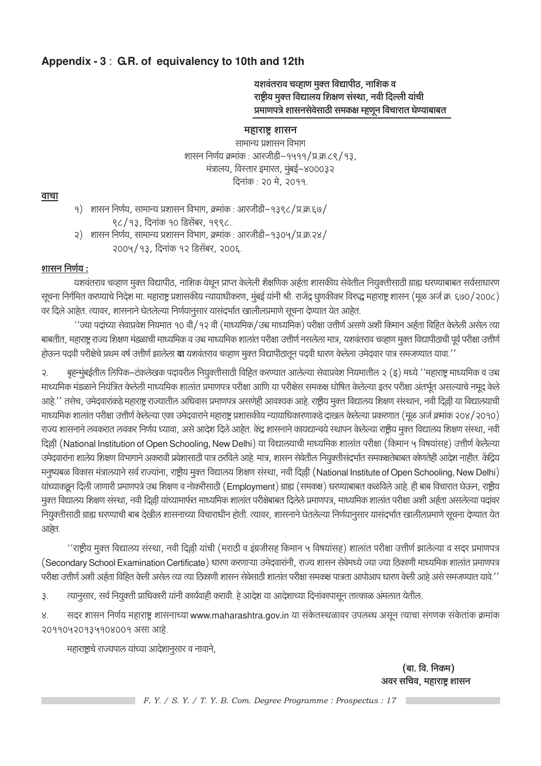## Appendix - 3 : G.R. of equivalency to 10th and 12th

**यशवंतराव चव्हाण मुक्त विद्यापीठ, नाशिक व**
**राष्ट्रीय मुक्त विद्यालय शिक्षण संस्था, नवी दिल्ली यांची**
**प्रमाणपत्रे शासनसेवेसाठी समकक्ष म्हणून विचारात घेण्याबाबत**

**महाराष्ट्र शासन**

सामान्य प्रशासन विभाग
शासन निर्णय क्रमांक : आरजीडी–१५११/प्र.क्र.८९/१३,
मंत्रालय, विस्तार इमारत, मुंबई–४०००३२
दिनांक : २० मे, २०११.

**वाचा**

१) शासन निर्णय, सामान्य प्रशासन विभाग, क्रमांक : आरजीडी–१३९८/प्र.क्र.६७/९८/१३, दिनांक १० डिसेंबर, १९९८.

२) शासन निर्णय, सामान्य प्रशासन विभाग, क्रमांक : आरजीडी–१३०५/प्र.क्र.२४/२००५/१३, दिनांक १२ डिसेंबर, २००६.

**शासन निर्णय :**

यशवंतराव चव्हाण मुक्त विद्यापीठ, नाशिक येथून प्राप्त केलेली शैक्षणिक अर्हता शासकीय सेवेतील नियुक्तीसाठी ग्राह्य धरण्याबाबत सर्वसाधारण सूचना निर्गमित करण्याचे निदेश मा. महाराष्ट्र प्रशासकीय न्यायाधीकरण, मुंबई यांनी श्री. राजेंद्र घुणकीकर विरुद्ध महाराष्ट्र शासन (मूळ अर्ज क्र. ६७०/२००८) वर दिले आहेत. त्यावर, शासनाने घेतलेल्या निर्णयानुसार यासंदर्भात खालीलप्रमाणे सूचना देण्यात येत आहेत.

''ज्या पदांच्या सेवाप्रवेश नियमात १० वी/१२ वी (माध्यमिक/उच्च माध्यमिक) परीक्षा उत्तीर्ण असणे अशी किमान अर्हता विहित केलेली असेल त्या बाबतीत, महाराष्ट्र राज्य शिक्षण मंडळाची माध्यमिक व उच्च माध्यमिक शालांत परीक्षा उत्तीर्ण नसलेला मात्र, यशवंतराव चव्हाण मुक्त विद्यापीठाची पूर्व परीक्षा उत्तीर्ण होऊन पदवी परीक्षेचे प्रथम वर्ष उत्तीर्ण झालेला **वा** यशवंतराव चव्हाण मुक्त विद्यापीठातून पदवी धारण केलेला उमेदवार पात्र समजण्यात यावा.''

२. बृहन्मुंबईतील लिपिक–टंकलेखक पदावरील नियुक्तीसाठी विहित करण्यात आलेल्या सेवाप्रवेश नियमातील २ (इ) मध्ये ''महाराष्ट्र माध्यमिक व उच्च माध्यमिक मंडळाने नियंत्रित केलेली माध्यमिक शालांत प्रमाणपत्र परीक्षा आणि या परीक्षेस समकक्ष घोषित केलेल्या इतर परीक्षा अंतर्भूत असल्याचे नमूद केले आहे.'' तसेच, उमेदवारांकडे महाराष्ट्र राज्यातील अधिवास प्रमाणपत्र असणेही आवश्यक आहे. राष्ट्रीय मुक्त विद्यालय शिक्षण संस्थान, नवी दिल्ली या विद्यालयाची माध्यमिक शालांत परीक्षा उत्तीर्ण केलेल्या एका उमेदवाराने महाराष्ट्र प्रशासकीय न्यायाधिकारणाकडे दाखल केलेल्या प्रकरणात (मूळ अर्ज क्रमांक २०४/२०१०) राज्य शासनाने लवकरात लवकर निर्णय घ्यावा, असे आदेश दिले आहेत. केंद्र शासनाने कायद्यान्वये स्थापन केलेल्या राष्ट्रीय मुक्त विद्यालय शिक्षण संस्था, नवी दिल्ली (National Institution of Open Schooling, New Delhi) या विद्यालयाची माध्यमिक शालांत परीक्षा (किमान ५ विषयांसह) उत्तीर्ण केलेल्या उमेदवारांना शालेय शिक्षण विभागाने अकरावी प्रवेशासाठी पात्र ठरविले आहे. मात्र, शासन सेवेतील नियुक्तीसंदर्भात समकक्षतेबाबत कोणतेही आदेश नाहीत. केंद्रिय मनुष्यबळ विकास मंत्रालयाने सर्व राज्यांना, राष्ट्रीय मुक्त विद्यालय शिक्षण संस्था, नवी दिल्ली (National Institute of Open Schooling, New Delhi) यांच्याकडून दिली जाणारी प्रमाणपत्रे उच्च शिक्षण व नोकरीसाठी (Employment) ग्राह्य (समकक्ष) धरण्याबाबत कळविले आहे. ही बाब विचारात घेऊन, राष्ट्रीय मुक्त विद्यालय शिक्षण संस्था, नवी दिल्ली यांच्यामार्फत माध्यमिक शालांत परीक्षेबाबत दिलेले प्रमाणपत्र, माध्यमिक शालांत परीक्षा अशी अर्हता असलेल्या पदांवर नियुक्तीसाठी ग्राह्य धरण्याची बाब देखील शासनाच्या विचाराधीन होती. त्यावर, शासनाने घेतलेल्या निर्णयानुसार यासंदर्भात खालीलप्रमाणे सूचना देण्यात येत आहेत.

''राष्ट्रीय मुक्त विद्यालय संस्था, नवी दिल्ली यांची (मराठी व इंग्रजीसह किमान ५ विषयांसह) शालांत परीक्षा उत्तीर्ण झालेल्या व सदर प्रमाणपत्र (Secondary School Examination Certificate) धारण करणाऱ्या उमेदवारांनी, राज्य शासन सेवेमध्ये ज्या ज्या ठिकाणी माध्यमिक शालांत प्रमाणपत्र परीक्षा उत्तीर्ण अशी अर्हता विहित केली असेल त्या त्या ठिकाणी शासन सेवेसाठी शालांत परीक्षा समकक्ष पात्रता आपोआप धारण केली आहे असे समजण्यात यावे.''

३. त्यानुसार, सर्व नियुक्ती प्राधिकारी यांनी कार्यवाही करावी. हे आदेश या आदेशाच्या दिनांकापासून तात्काळ अंमलात येतील.

४. सदर शासन निर्णय महाराष्ट्र शासनाच्या www.maharashtra.gov.in या संकेतस्थळावर उपलब्ध असून त्याचा संगणक संकेतांक क्रमांक २०११०५२०१३५१०४००१ असा आहे.

महाराष्ट्राचे राज्यपाल यांच्या आदेशानुसार व नावाने,

**(बा. वि. निकम)**
**अवर सचिव, महाराष्ट्र शासन**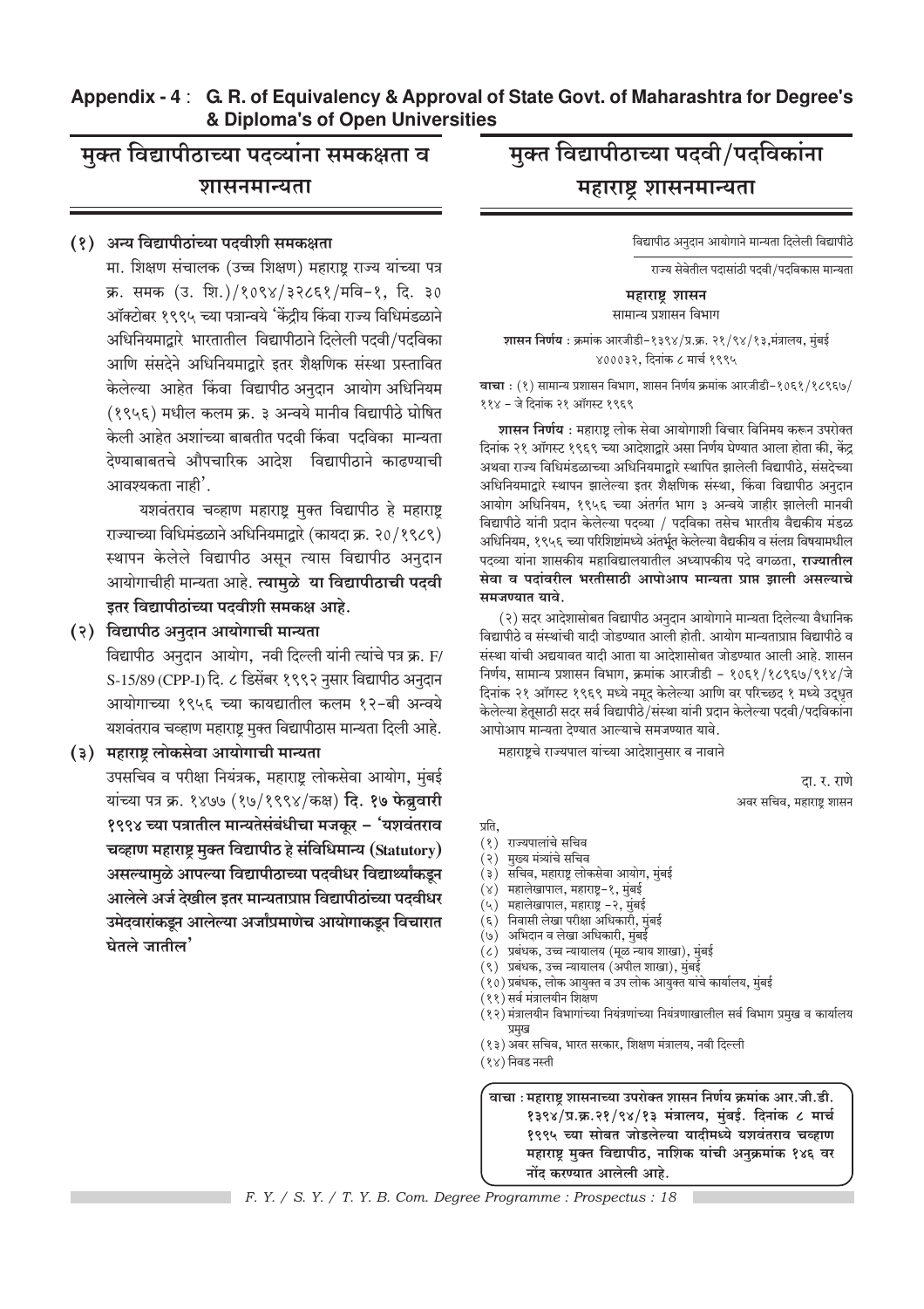**Appendix - 4 : G. R. of Equivalency & Approval of State Govt. of Maharashtra for Degree's & Diploma's of Open Universities**

## मुक्त विद्यापीठाच्या पदव्यांना समकक्षता व शासनमान्यता

### (१) अन्य विद्यापीठांच्या पदवीशी समकक्षता

मा. शिक्षण संचालक (उच्च शिक्षण) महाराष्ट्र राज्य यांच्या पत्र क्र. समक (उ. शि.)/१०९४/३२८६१/मवि-१, दि. ३० ऑक्टोबर १९९५ च्या पत्रान्वये 'केंद्रीय किंवा राज्य विधिमंडळाने अधिनियमाद्वारे भारतातील विद्यापीठाने दिलेली पदवी/पदविका आणि संसदेने अधिनियमाद्वारे इतर शैक्षणिक संस्था प्रस्तावित केलेल्या आहेत किंवा विद्यापीठ अनुदान आयोग अधिनियम (१९५६) मधील कलम क्र. ३ अन्वये मानीव विद्यापीठे घोषित केली आहेत अशांच्या बाबतीत पदवी किंवा पदविका मान्यता देण्याबाबतचे औपचारिक आदेश विद्यापीठाने काढण्याची आवश्यकता नाही'.

यशवंतराव चव्हाण महाराष्ट्र मुक्त विद्यापीठ हे महाराष्ट्र राज्याच्या विधिमंडळाने अधिनियमाद्वारे (कायदा क्र. २०/१९८९) स्थापन केलेले विद्यापीठ असून त्यास विद्यापीठ अनुदान आयोगाचीही मान्यता आहे. **त्यामुळे या विद्यापीठाची पदवी इतर विद्यापीठांच्या पदवीशी समकक्ष आहे.**

### (२) विद्यापीठ अनुदान आयोगाची मान्यता

विद्यापीठ अनुदान आयोग, नवी दिल्ली यांनी त्यांचे पत्र क्र. F/S-15/89 (CPP-I) दि. ८ डिसेंबर १९९२ नुसार विद्यापीठ अनुदान आयोगाच्या १९५६ च्या कायद्यातील कलम १२-बी अन्वये यशवंतराव चव्हाण महाराष्ट्र मुक्त विद्यापीठास मान्यता दिली आहे.

### (३) महाराष्ट्र लोकसेवा आयोगाची मान्यता

उपसचिव व परीक्षा नियंत्रक, महाराष्ट्र लोकसेवा आयोग, मुंबई यांच्या पत्र क्र. १४७७ (१७/१९९४/कक्ष) **दि. १७ फेब्रुवारी १९९४ च्या पत्रातील मान्यतेसंबंधीचा मजकूर - 'यशवंतराव चव्हाण महाराष्ट्र मुक्त विद्यापीठ हे संविधिमान्य (Statutory) असल्यामुळे आपल्या विद्यापीठाच्या पदवीधर विद्यार्थ्यांकडून आलेले अर्ज देखील इतर मान्यताप्राप्त विद्यापीठांच्या पदवीधर उमेदवारांकडून आलेल्या अर्जांप्रमाणेच आयोगाकडून विचारात घेतले जातील'**

## मुक्त विद्यापीठाच्या पदवी/पदविकांना महाराष्ट्र शासनमान्यता

विद्यापीठ अनुदान आयोगाने मान्यता दिलेली विद्यापीठे

राज्य सेवेतील पदासाठी पदवी/पदविकास मान्यता

**महाराष्ट्र शासन**
सामान्य प्रशासन विभाग

**शासन निर्णय** : क्रमांक आरजीडी-१३९४/प्र.क्र. २१/९४/१३,मंत्रालय, मुंबई ४०००३२, दिनांक ८ मार्च १९९५

**वाचा** : (१) सामान्य प्रशासन विभाग, शासन निर्णय क्रमांक आरजीडी-१०६१/१८९६७/११४ - जे दिनांक २१ ऑगस्ट १९६९

**शासन निर्णय** : महाराष्ट्र लोक सेवा आयोगाशी विचार विनिमय करून उपरोक्त दिनांक २१ ऑगस्ट १९६९ च्या आदेशाद्वारे असा निर्णय घेण्यात आला होता की, केंद्र अथवा राज्य विधिमंडळाच्या अधिनियमाद्वारे स्थापित झालेली विद्यापीठे, संसदेच्या अधिनियमाद्वारे स्थापन झालेल्या इतर शैक्षणिक संस्था, किंवा विद्यापीठ अनुदान आयोग अधिनियम, १९५६ च्या अंतर्गत भाग ३ अन्वये जाहीर झालेली मानवी विद्यापीठे यांनी प्रदान केलेल्या पदव्या / पदविका तसेच भारतीय वैद्यकीय मंडळ अधिनियम, १९५६ च्या परिशिष्टांमध्ये अंतर्भूत केलेल्या वैद्यकीय व संलग्न विषयामधील पदव्या यांना शासकीय महाविद्यालयातील अध्यापकीय पदे वगळता, **राज्यातील सेवा व पदांवरील भरतीसाठी आपोआप मान्यता प्राप्त झाली असल्याचे समजण्यात यावे.**

(२) सदर आदेशासोबत विद्यापीठ अनुदान आयोगाने मान्यता दिलेल्या वैधानिक विद्यापीठे व संस्थांची यादी जोडण्यात आली होती. आयोग मान्यताप्राप्त विद्यापीठे व संस्था यांची अद्ययावत यादी आता या आदेशासोबत जोडण्यात आली आहे. शासन निर्णय, सामान्य प्रशासन विभाग, क्रमांक आरजीडी - १०६१/१८९६७/११४/जे दिनांक २१ ऑगस्ट १९६९ मध्ये नमूद केलेल्या आणि वर परिच्छेद १ मध्ये उद्धृत केलेल्या हेतूसाठी सदर सर्व विद्यापीठे/संस्था यांनी प्रदान केलेल्या पदवी/पदविकांना आपोआप मान्यता देण्यात आल्याचे समजण्यात यावे.

महाराष्ट्राचे राज्यपाल यांच्या आदेशानुसार व नावाने

दा. र. राणे
अवर सचिव, महाराष्ट्र शासन

प्रति,
(१) राज्यपालांचे सचिव
(२) मुख्य मंत्र्यांचे सचिव
(३) सचिव, महाराष्ट्र लोकसेवा आयोग, मुंबई
(४) महालेखापाल, महाराष्ट्र-१, मुंबई
(५) महालेखापाल, महाराष्ट्र -२, मुंबई
(६) निवासी लेखा परीक्षा अधिकारी, मुंबई
(७) अभिदान व लेखा अधिकारी, मुंबई
(८) प्रबंधक, उच्च न्यायालय (मूळ न्याय शाखा), मुंबई
(९) प्रबंधक, उच्च न्यायालय (अपील शाखा), मुंबई
(१०) प्रबंधक, लोक आयुक्त व उप लोक आयुक्त यांचे कार्यालय, मुंबई
(११) सर्व मंत्रालयीन शिक्षण
(१२) मंत्रालयीन विभागांच्या नियंत्रणांच्या नियंत्रणाखालील सर्व विभाग प्रमुख व कार्यालय प्रमुख
(१३) अवर सचिव, भारत सरकार, शिक्षण मंत्रालय, नवी दिल्ली
(१४) निवड नस्ती

**वाचा : महाराष्ट्र शासनाच्या उपरोक्त शासन निर्णय क्रमांक आर.जी.डी. १३९४/प्र.क्र.२१/९४/१३ मंत्रालय, मुंबई. दिनांक ८ मार्च १९९५ च्या सोबत जोडलेल्या यादीमध्ये यशवंतराव चव्हाण महाराष्ट्र मुक्त विद्यापीठ, नाशिक यांची अनुक्रमांक १४६ वर नोंद करण्यात आलेली आहे.**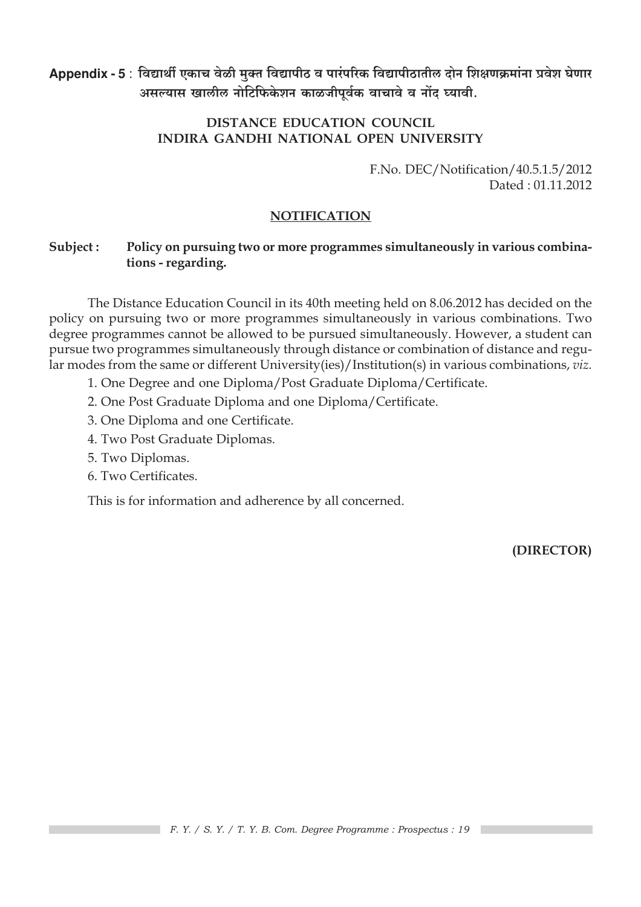**Appendix - 5** : **विद्यार्थी एकाच वेळी मुक्त विद्यापीठ व पारंपरिक विद्यापीठातील दोन शिक्षणक्रमांना प्रवेश घेणार असल्यास खालील नोटिफिकेशन काळजीपूर्वक वाचावे व नोंद घ्यावी.**

**DISTANCE EDUCATION COUNCIL**
**INDIRA GANDHI NATIONAL OPEN UNIVERSITY**

F.No. DEC/Notification/40.5.1.5/2012
Dated : 01.11.2012

**NOTIFICATION**

**Subject : Policy on pursuing two or more programmes simultaneously in various combinations - regarding.**

The Distance Education Council in its 40th meeting held on 8.06.2012 has decided on the policy on pursuing two or more programmes simultaneously in various combinations. Two degree programmes cannot be allowed to be pursued simultaneously. However, a student can pursue two programmes simultaneously through distance or combination of distance and regular modes from the same or different University(ies)/Institution(s) in various combinations, *viz.*

1. One Degree and one Diploma/Post Graduate Diploma/Certificate.
2. One Post Graduate Diploma and one Diploma/Certificate.
3. One Diploma and one Certificate.
4. Two Post Graduate Diplomas.
5. Two Diplomas.
6. Two Certificates.

This is for information and adherence by all concerned.

**(DIRECTOR)**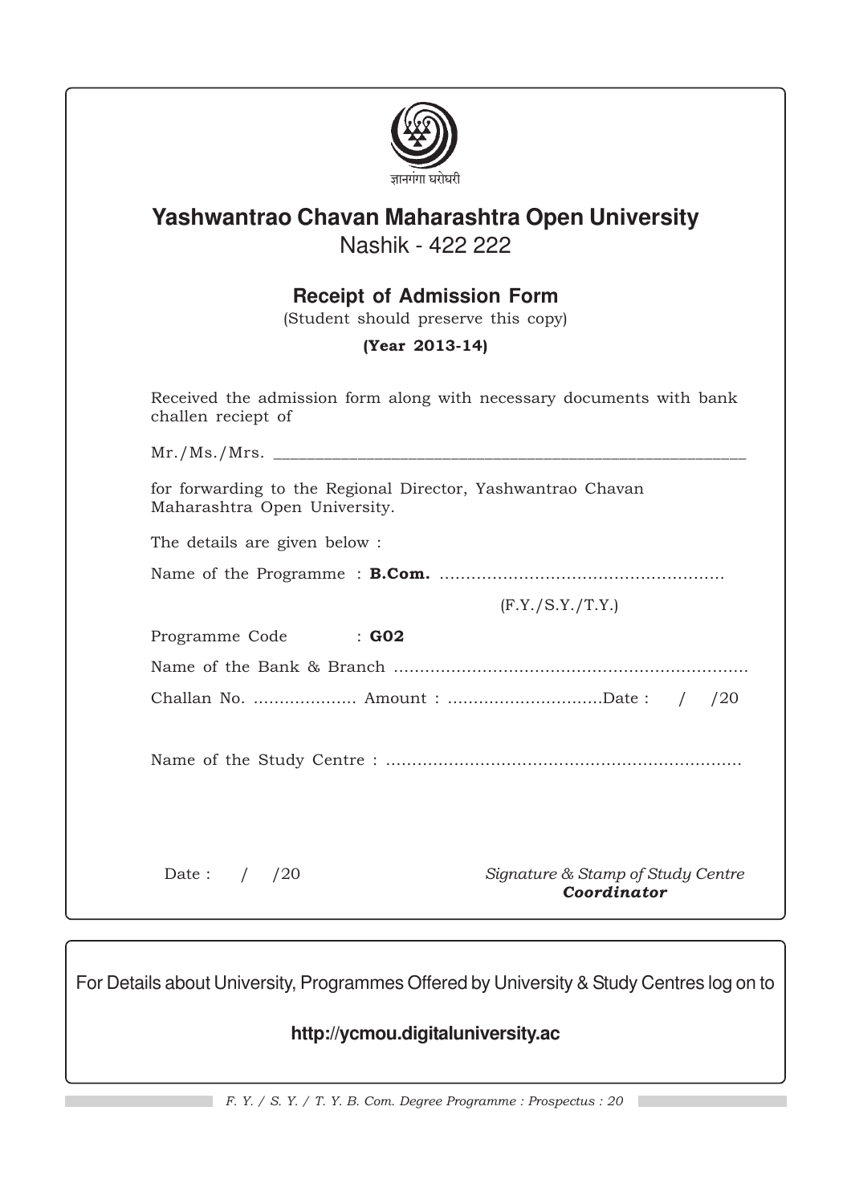ज्ञानगंगा घरोघरी

# Yashwantrao Chavan Maharashtra Open University

Nashik - 422 222

## Receipt of Admission Form

(Student should preserve this copy)

**(Year 2013-14)**

Received the admission form along with necessary documents with bank challen reciept of

Mr./Ms./Mrs. ____________________________________________________________

for forwarding to the Regional Director, Yashwantrao Chavan Maharashtra Open University.

The details are given below :

Name of the Programme : **B.Com.** .....................................................

(F.Y./S.Y./T.Y.)

Programme Code : **G02**

Name of the Bank & Branch ....................................................................

Challan No. .................... Amount : ..............................Date : / /20

Name of the Study Centre : ....................................................................

Date : / /20

*Signature & Stamp of Study Centre* ***Coordinator***

For Details about University, Programmes Offered by University & Study Centres log on to

**http://ycmou.digitaluniversity.ac**